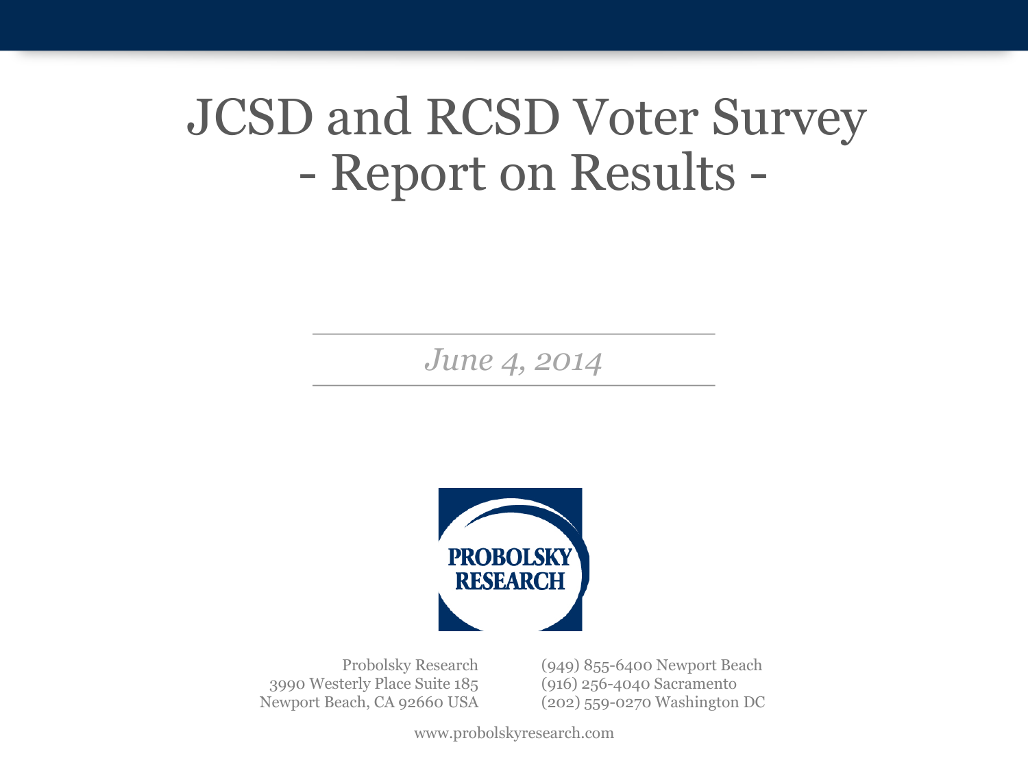# JCSD and RCSD Voter Survey
# - Report on Results -

*June 4, 2014*

PROBOLSKY RESEARCH

Probolsky Research
3990 Westerly Place Suite 185
Newport Beach, CA 92660 USA

(949) 855-6400 Newport Beach
(916) 256-4040 Sacramento
(202) 559-0270 Washington DC

www.probolskyresearch.com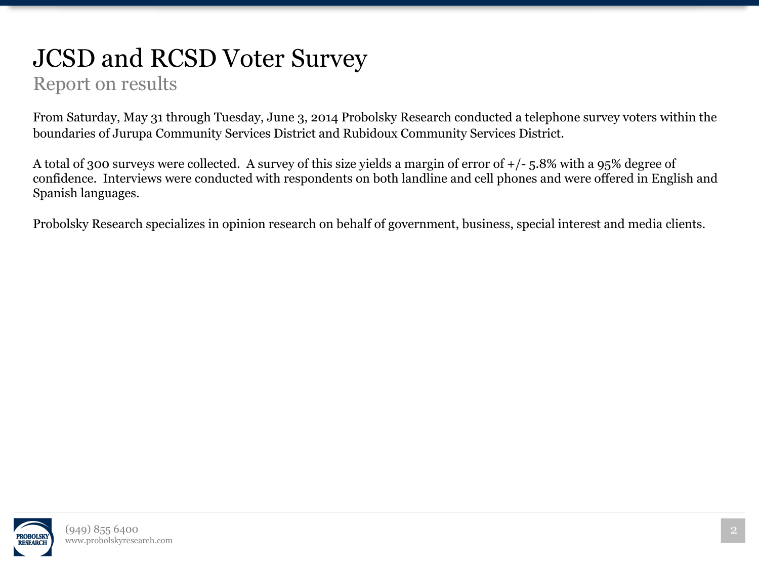# JCSD and RCSD Voter Survey

## Report on results

From Saturday, May 31 through Tuesday, June 3, 2014 Probolsky Research conducted a telephone survey voters within the boundaries of Jurupa Community Services District and Rubidoux Community Services District.

A total of 300 surveys were collected. A survey of this size yields a margin of error of +/- 5.8% with a 95% degree of confidence. Interviews were conducted with respondents on both landline and cell phones and were offered in English and Spanish languages.

Probolsky Research specializes in opinion research on behalf of government, business, special interest and media clients.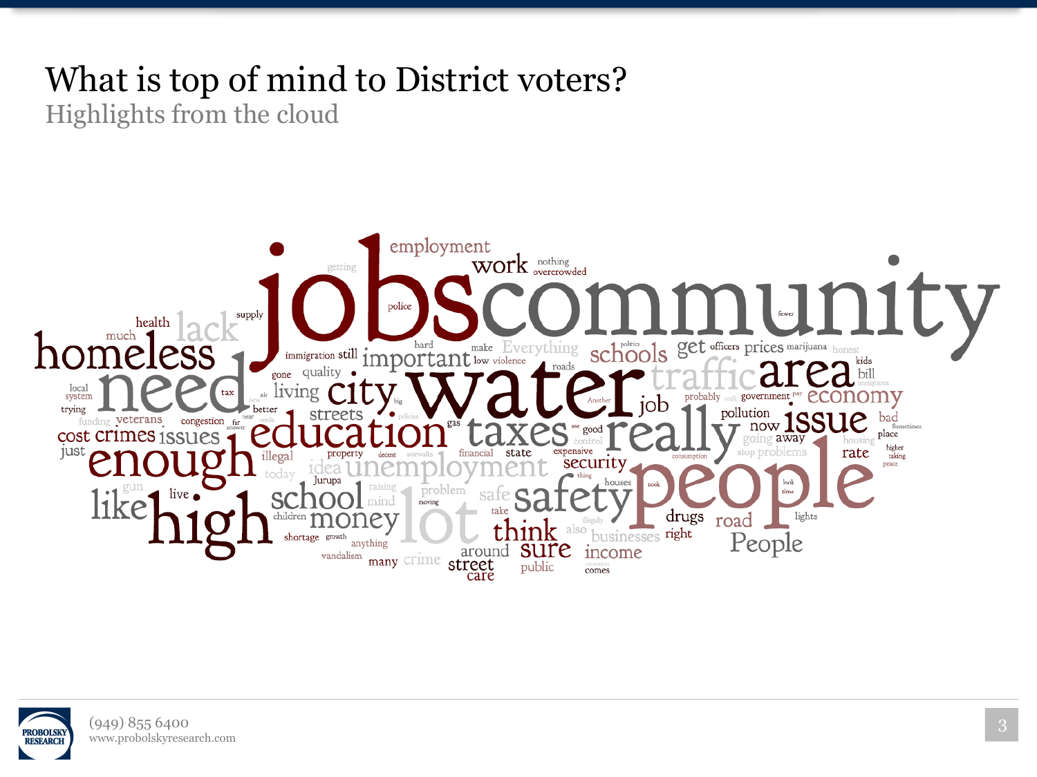# What is top of mind to District voters?

Highlights from the cloud

jobs community water people need homeless education taxes really high enough safety lot unemployment school money area traffic issue city schools economy think sure lack like employment work important streets crimes cost issues security People road drugs income businesses job prices get pollution now away rate bad living quality health much veterans congestion funding illegal property financial state expensive control going problems housing street care around public crime many anything vandalism shortage growth children live gun today idea raising mind problem safe moving take also illegally right lights comes recession look time took houses thing consumption stop higher taking peace place Sometimes immigrants kids bill honest marijuana officers government probably walk pay Another good see politics Everything make low violence roads hard police getting nothing overcrowded fewer supply immigration still gone tax air new better far near needs answer policies decent sidewalks big gas trying local system just Jurupa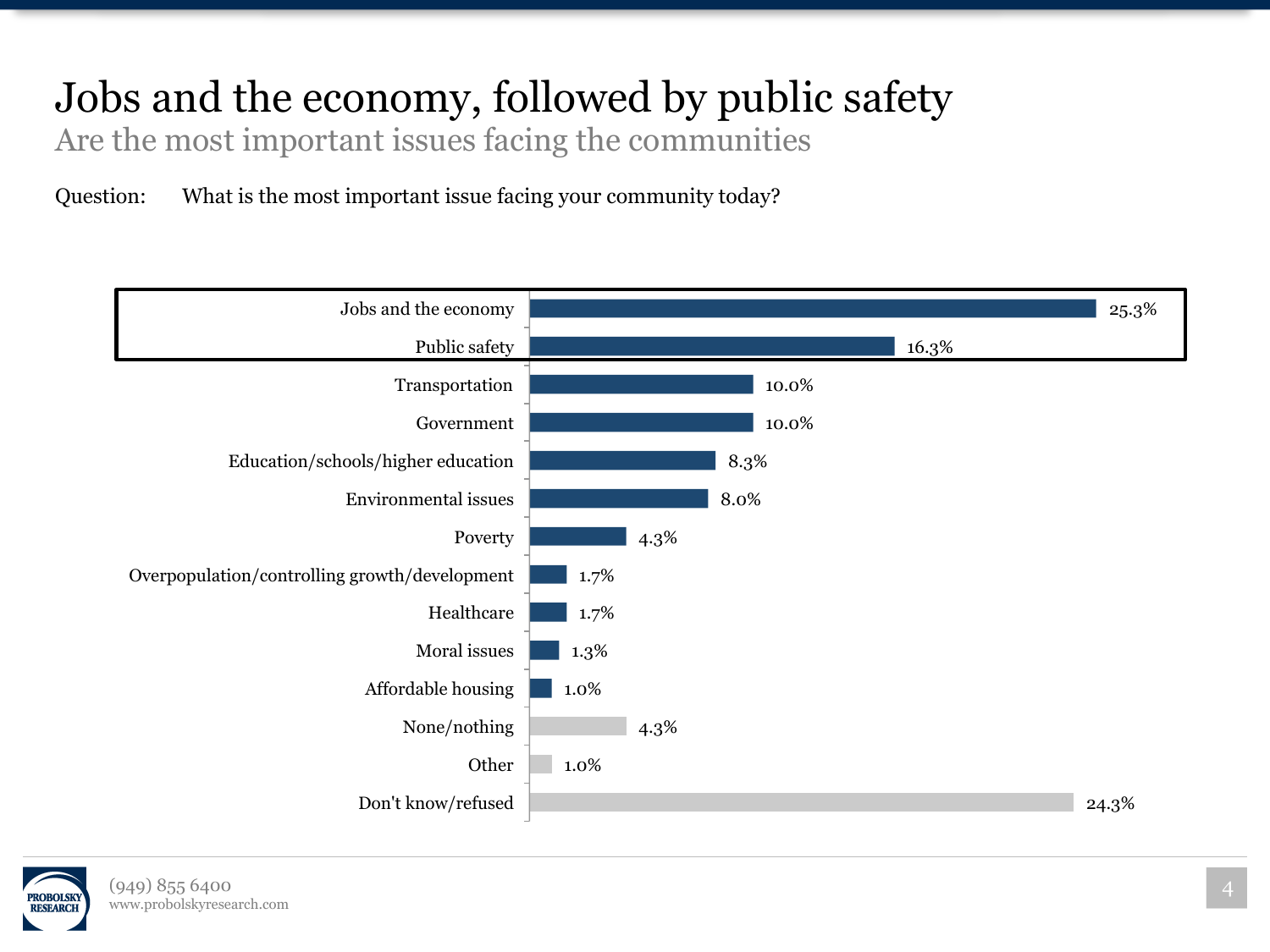# Jobs and the economy, followed by public safety

## Are the most important issues facing the communities

Question: What is the most important issue facing your community today?

| Issue | Percent |
|---|---|
| Jobs and the economy | 25.3% |
| Public safety | 16.3% |
| Transportation | 10.0% |
| Government | 10.0% |
| Education/schools/higher education | 8.3% |
| Environmental issues | 8.0% |
| Poverty | 4.3% |
| Overpopulation/controlling growth/development | 1.7% |
| Healthcare | 1.7% |
| Moral issues | 1.3% |
| Affordable housing | 1.0% |
| None/nothing | 4.3% |
| Other | 1.0% |
| Don't know/refused | 24.3% |

(949) 855 6400
www.probolskyresearch.com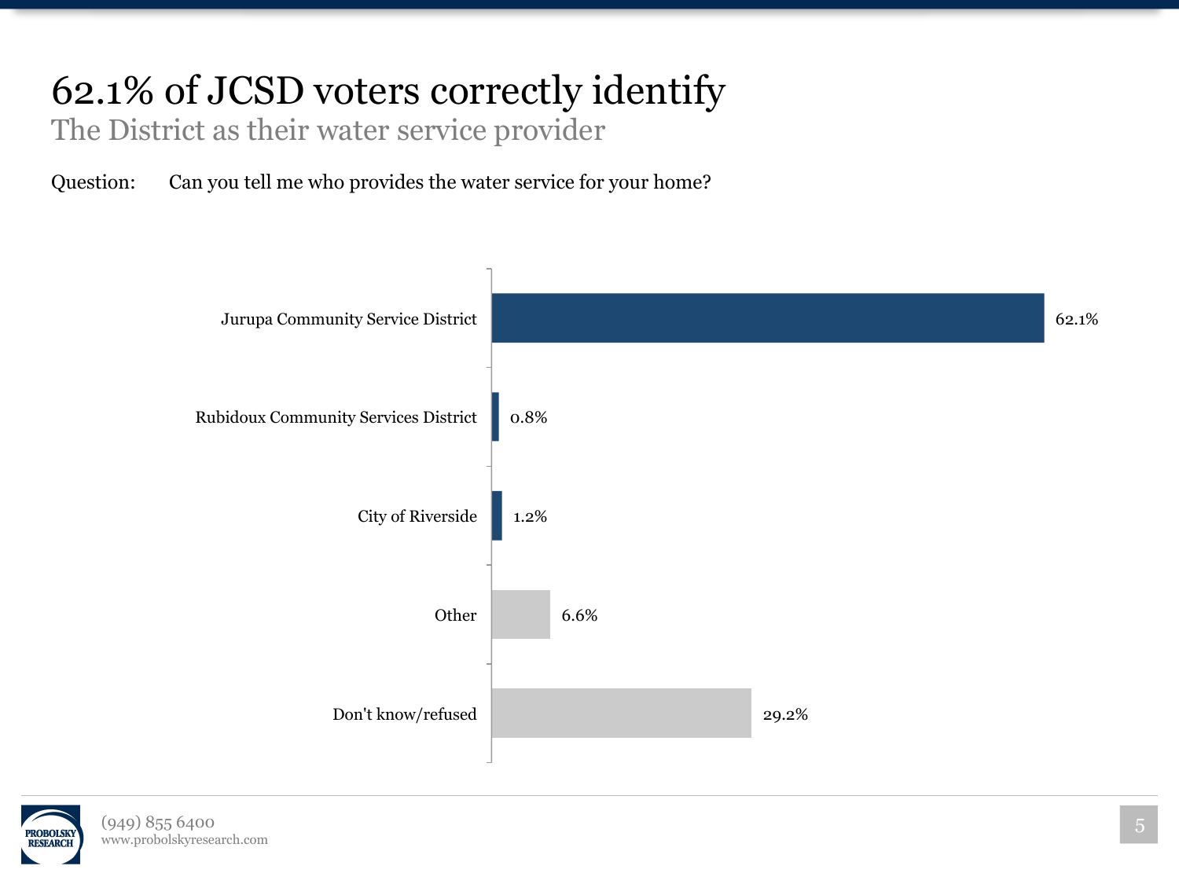# 62.1% of JCSD voters correctly identify

## The District as their water service provider

Question: Can you tell me who provides the water service for your home?

| Response | Percent |
|---|---|
| Jurupa Community Service District | 62.1% |
| Rubidoux Community Services District | 0.8% |
| City of Riverside | 1.2% |
| Other | 6.6% |
| Don't know/refused | 29.2% |

PROBOLSKY RESEARCH

(949) 855 6400
www.probolskyresearch.com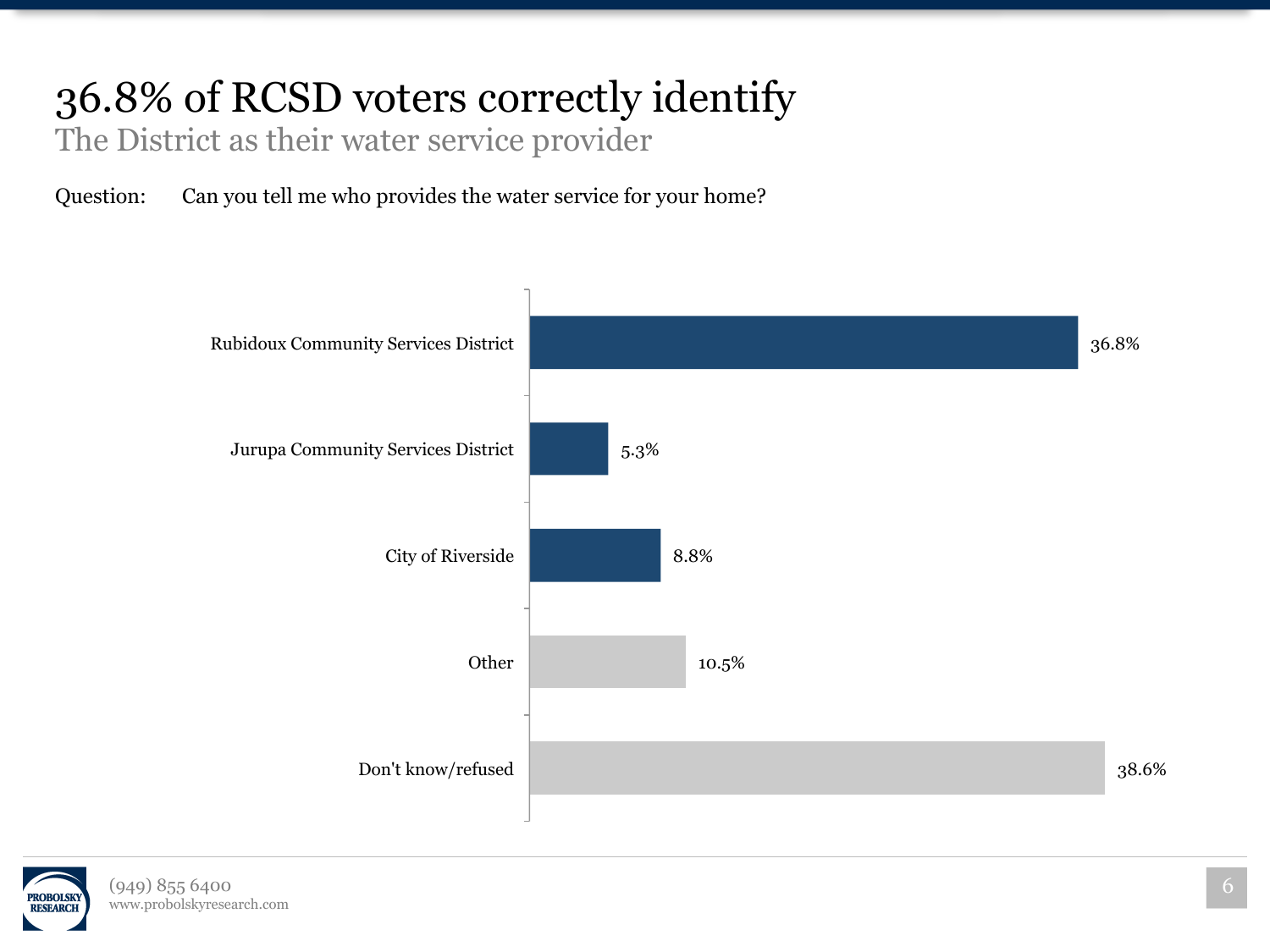# 36.8% of RCSD voters correctly identify

## The District as their water service provider

Question: Can you tell me who provides the water service for your home?

| Response | Percentage |
|---|---|
| Rubidoux Community Services District | 36.8% |
| Jurupa Community Services District | 5.3% |
| City of Riverside | 8.8% |
| Other | 10.5% |
| Don't know/refused | 38.6% |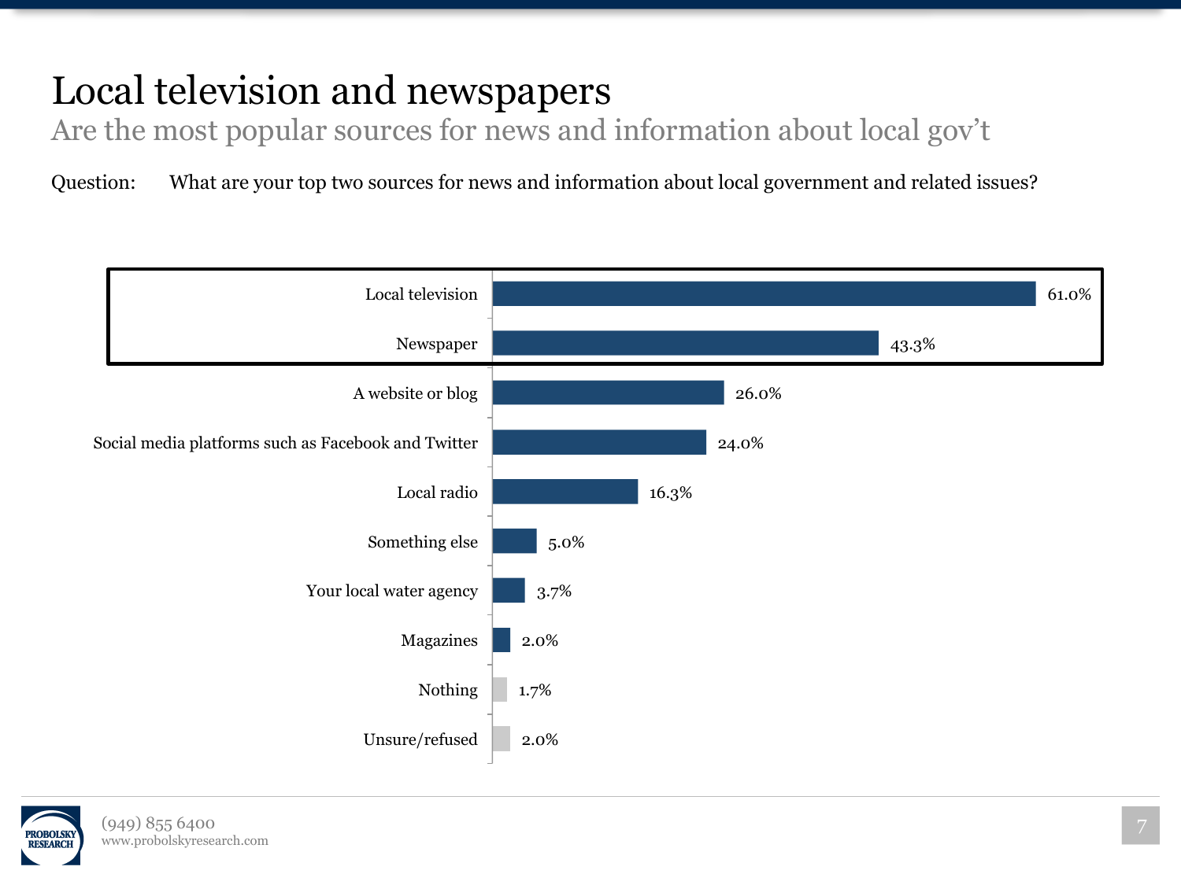# Local television and newspapers

## Are the most popular sources for news and information about local gov't

Question: What are your top two sources for news and information about local government and related issues?

| Source | Percent |
| --- | --- |
| Local television | 61.0% |
| Newspaper | 43.3% |
| A website or blog | 26.0% |
| Social media platforms such as Facebook and Twitter | 24.0% |
| Local radio | 16.3% |
| Something else | 5.0% |
| Your local water agency | 3.7% |
| Magazines | 2.0% |
| Nothing | 1.7% |
| Unsure/refused | 2.0% |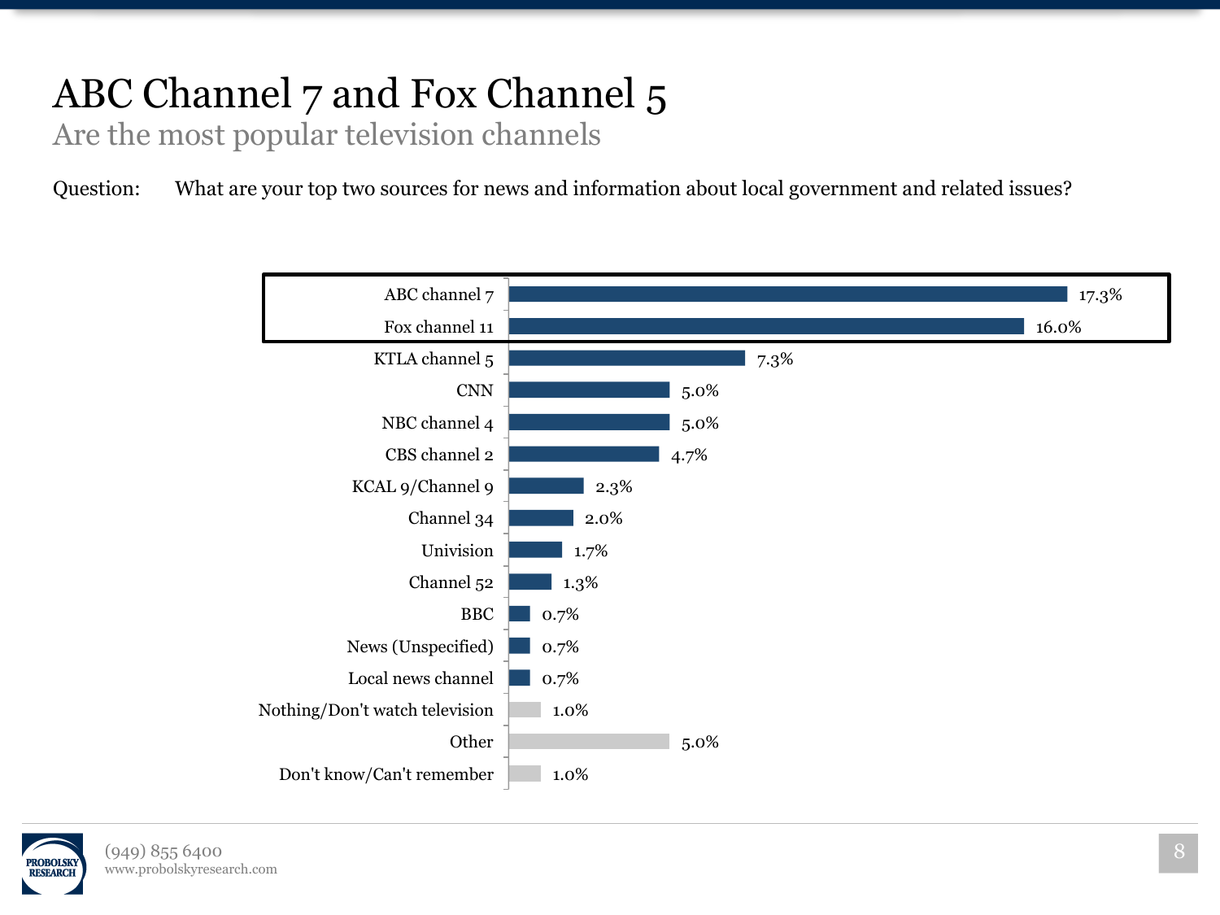# ABC Channel 7 and Fox Channel 5

## Are the most popular television channels

Question: What are your top two sources for news and information about local government and related issues?

| Source | Percent |
|---|---|
| ABC channel 7 | 17.3% |
| Fox channel 11 | 16.0% |
| KTLA channel 5 | 7.3% |
| CNN | 5.0% |
| NBC channel 4 | 5.0% |
| CBS channel 2 | 4.7% |
| KCAL 9/Channel 9 | 2.3% |
| Channel 34 | 2.0% |
| Univision | 1.7% |
| Channel 52 | 1.3% |
| BBC | 0.7% |
| News (Unspecified) | 0.7% |
| Local news channel | 0.7% |
| Nothing/Don't watch television | 1.0% |
| Other | 5.0% |
| Don't know/Can't remember | 1.0% |

PROBOLSKY RESEARCH
(949) 855 6400
www.probolskyresearch.com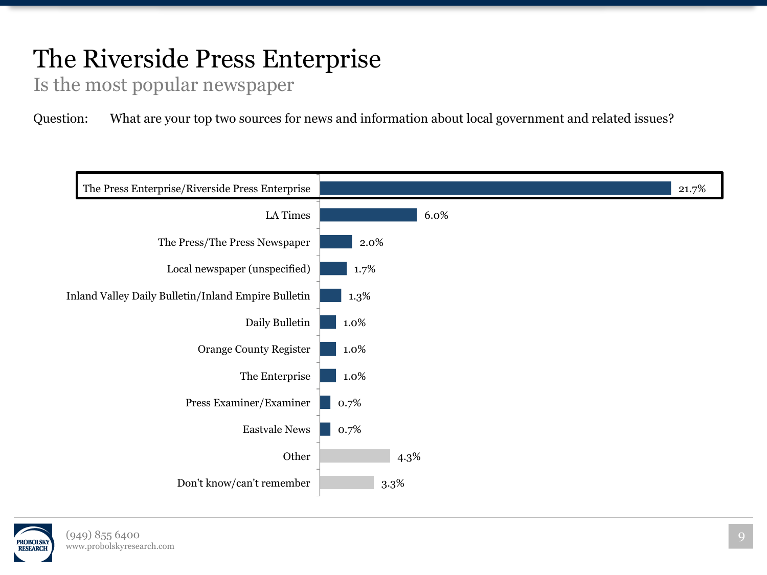# The Riverside Press Enterprise

## Is the most popular newspaper

Question: What are your top two sources for news and information about local government and related issues?

| Source | Percentage |
| --- | --- |
| The Press Enterprise/Riverside Press Enterprise | 21.7% |
| LA Times | 6.0% |
| The Press/The Press Newspaper | 2.0% |
| Local newspaper (unspecified) | 1.7% |
| Inland Valley Daily Bulletin/Inland Empire Bulletin | 1.3% |
| Daily Bulletin | 1.0% |
| Orange County Register | 1.0% |
| The Enterprise | 1.0% |
| Press Examiner/Examiner | 0.7% |
| Eastvale News | 0.7% |
| Other | 4.3% |
| Don't know/can't remember | 3.3% |

(949) 855 6400
www.probolskyresearch.com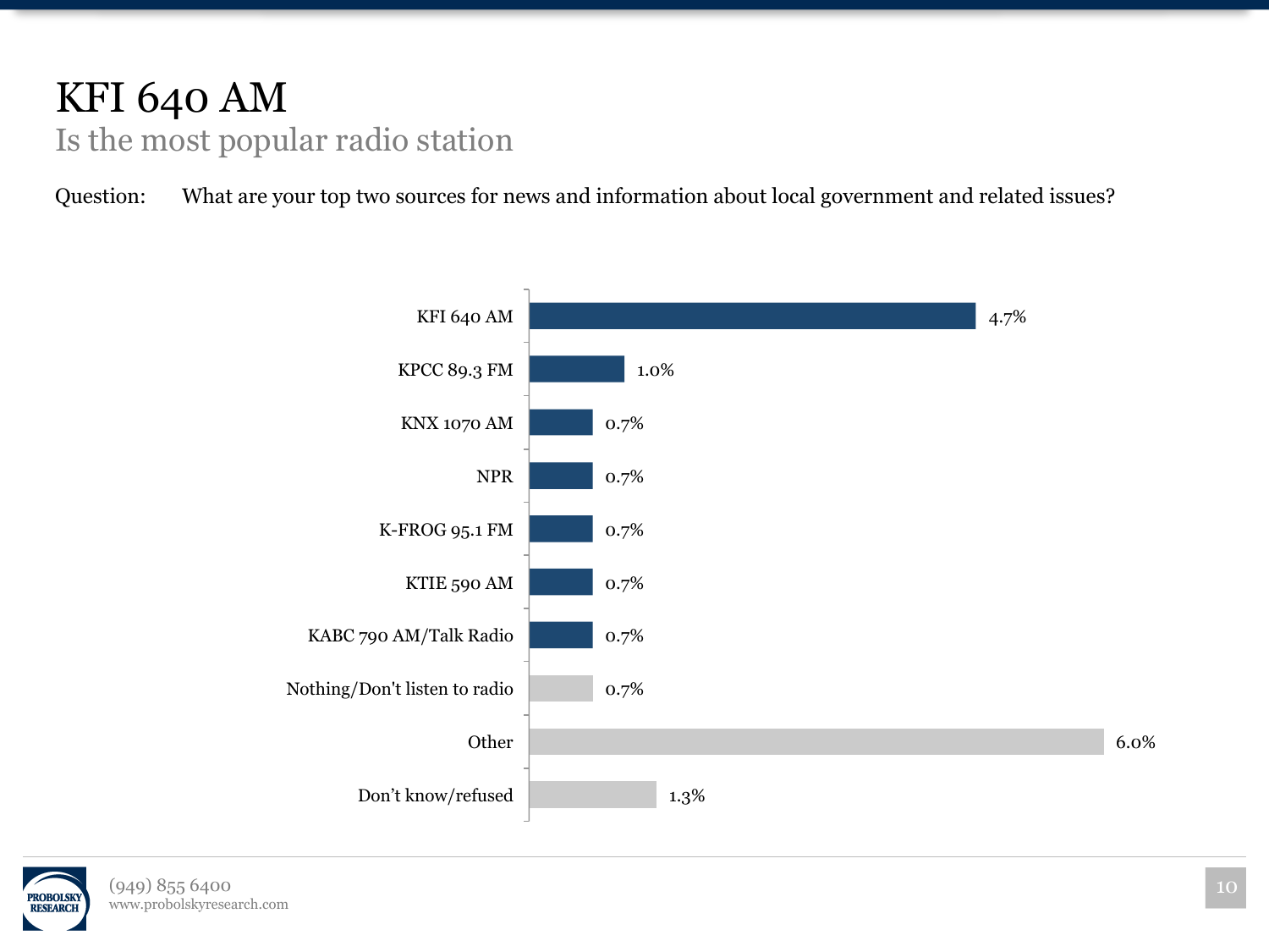# KFI 640 AM

## Is the most popular radio station

Question: What are your top two sources for news and information about local government and related issues?

| Source | Percentage |
| --- | --- |
| KFI 640 AM | 4.7% |
| KPCC 89.3 FM | 1.0% |
| KNX 1070 AM | 0.7% |
| NPR | 0.7% |
| K-FROG 95.1 FM | 0.7% |
| KTIE 590 AM | 0.7% |
| KABC 790 AM/Talk Radio | 0.7% |
| Nothing/Don't listen to radio | 0.7% |
| Other | 6.0% |
| Don't know/refused | 1.3% |

(949) 855 6400
www.probolskyresearch.com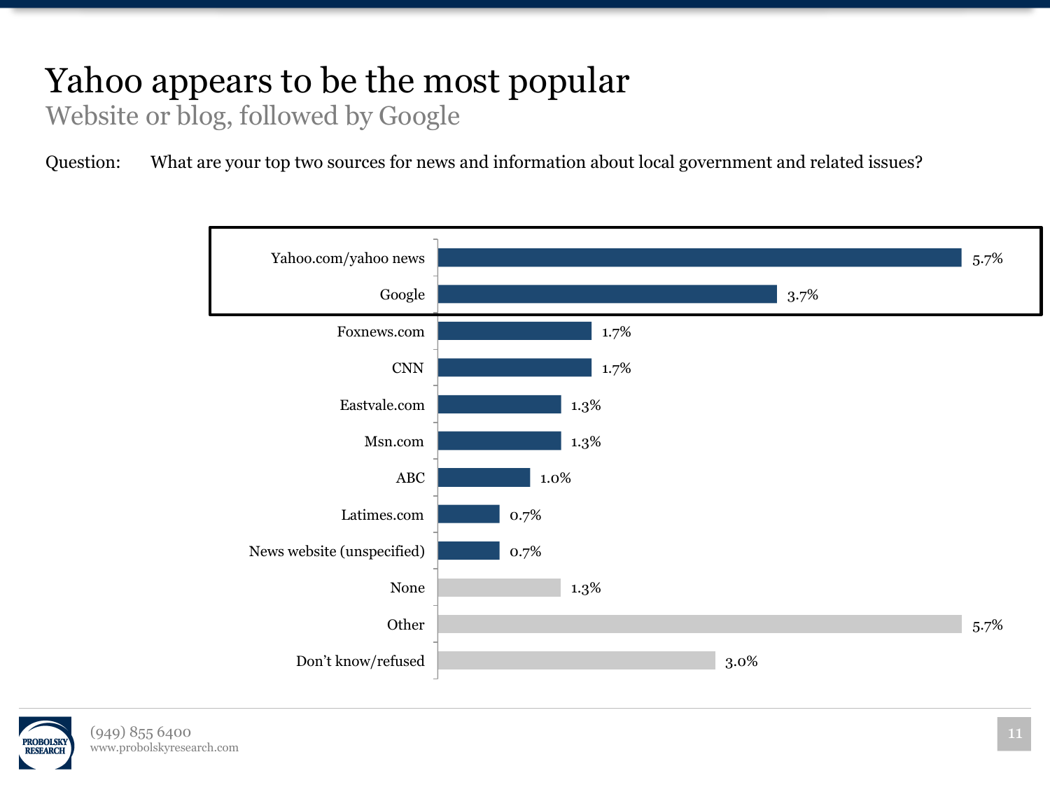# Yahoo appears to be the most popular

## Website or blog, followed by Google

Question: What are your top two sources for news and information about local government and related issues?

| Source | Percent |
| --- | --- |
| Yahoo.com/yahoo news | 5.7% |
| Google | 3.7% |
| Foxnews.com | 1.7% |
| CNN | 1.7% |
| Eastvale.com | 1.3% |
| Msn.com | 1.3% |
| ABC | 1.0% |
| Latimes.com | 0.7% |
| News website (unspecified) | 0.7% |
| None | 1.3% |
| Other | 5.7% |
| Don't know/refused | 3.0% |

(949) 855 6400
www.probolskyresearch.com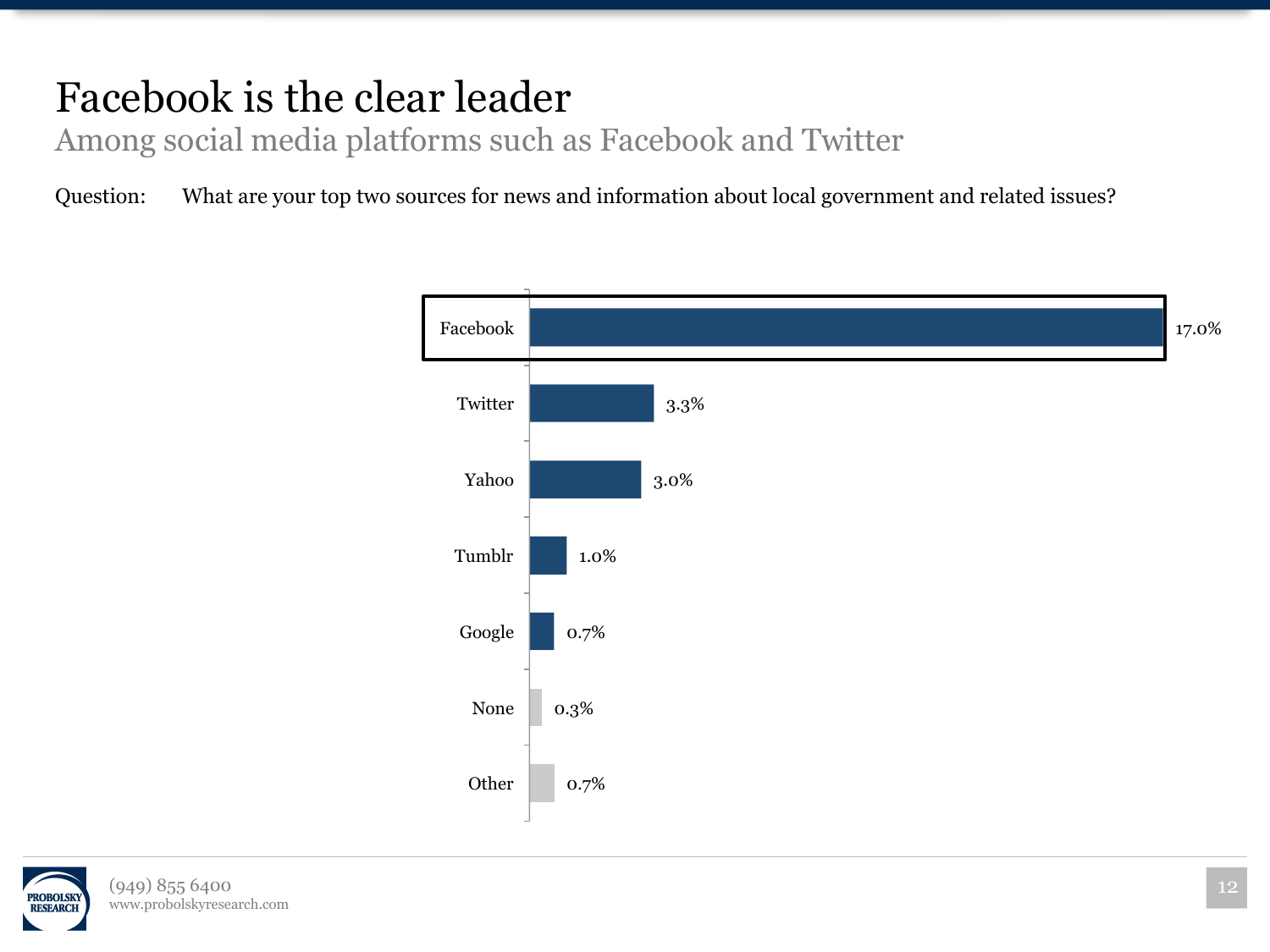# Facebook is the clear leader

## Among social media platforms such as Facebook and Twitter

Question: What are your top two sources for news and information about local government and related issues?

| Source | Percentage |
|---|---|
| Facebook | 17.0% |
| Twitter | 3.3% |
| Yahoo | 3.0% |
| Tumblr | 1.0% |
| Google | 0.7% |
| None | 0.3% |
| Other | 0.7% |

(949) 855 6400
www.probolskyresearch.com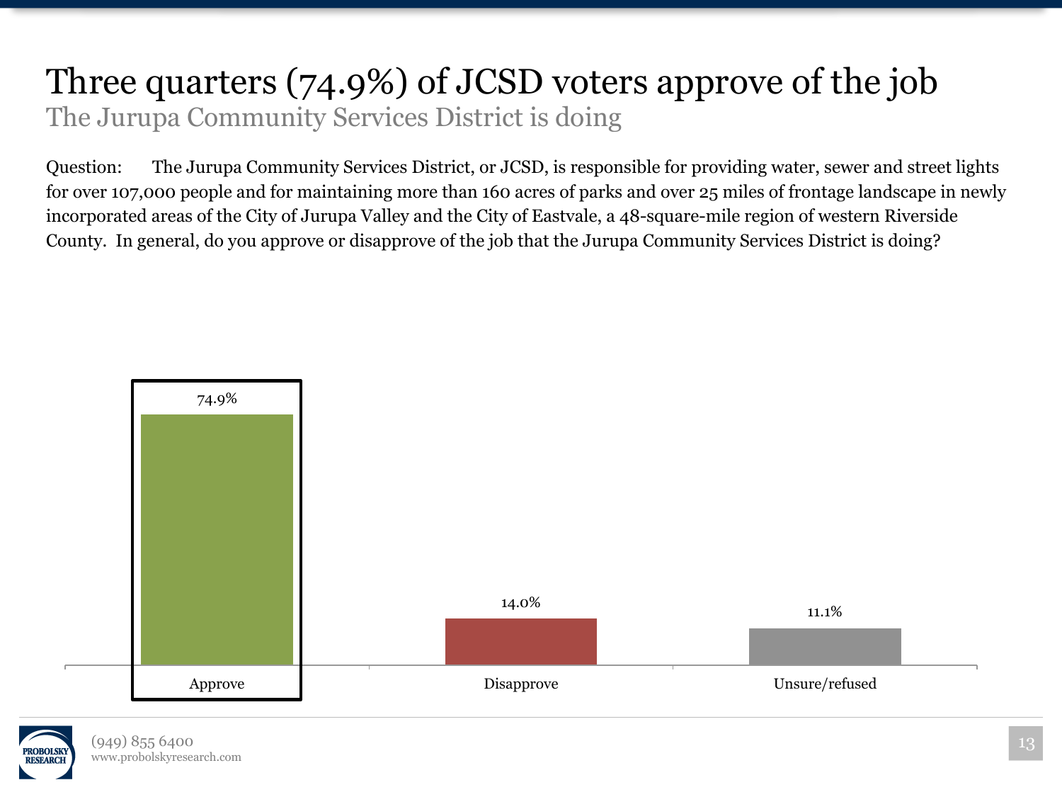# Three quarters (74.9%) of JCSD voters approve of the job

## The Jurupa Community Services District is doing

Question: The Jurupa Community Services District, or JCSD, is responsible for providing water, sewer and street lights for over 107,000 people and for maintaining more than 160 acres of parks and over 25 miles of frontage landscape in newly incorporated areas of the City of Jurupa Valley and the City of Eastvale, a 48-square-mile region of western Riverside County. In general, do you approve or disapprove of the job that the Jurupa Community Services District is doing?

| Response | Percent |
|---|---|
| Approve | 74.9% |
| Disapprove | 14.0% |
| Unsure/refused | 11.1% |

(949) 855 6400
www.probolskyresearch.com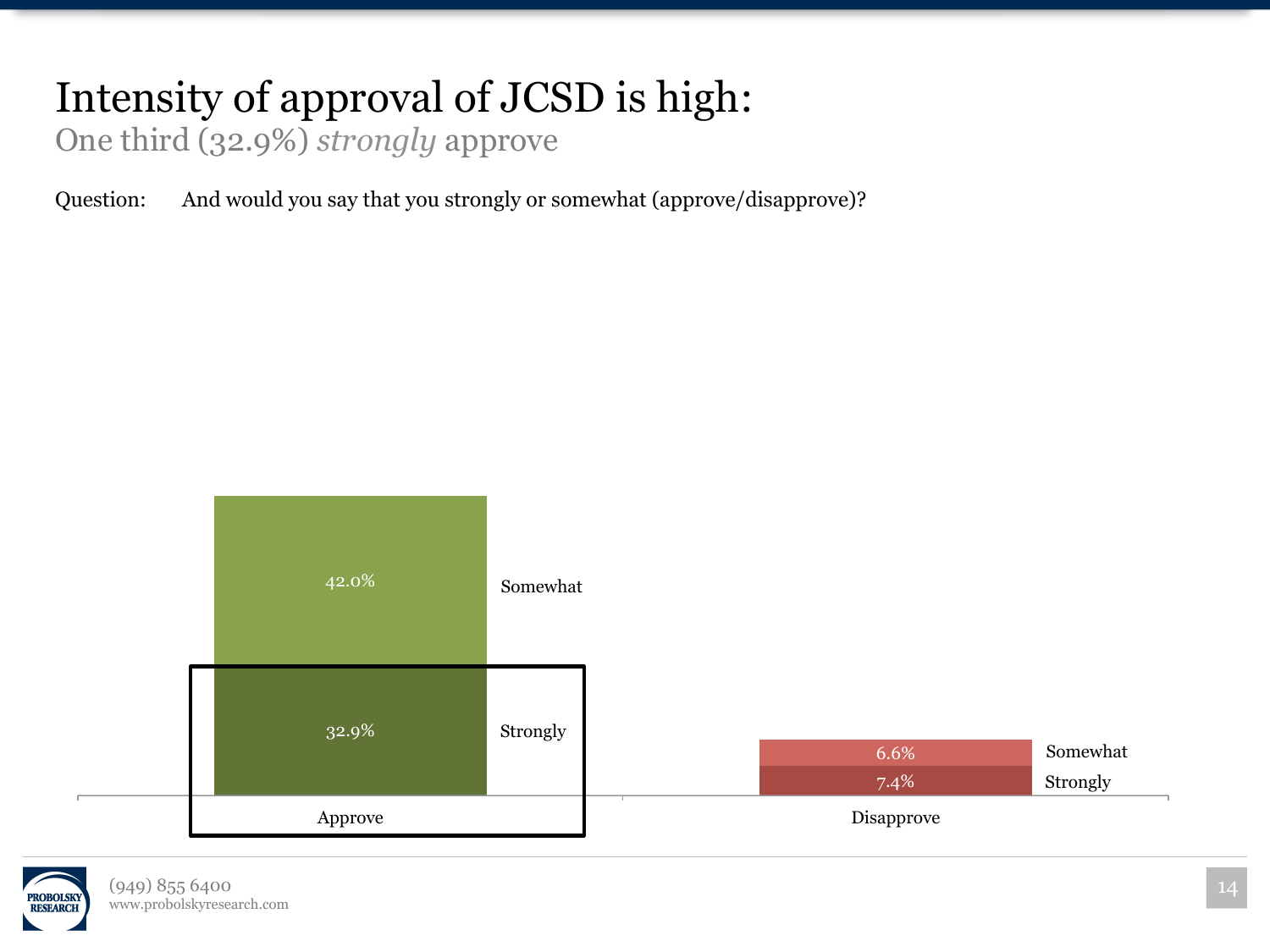# Intensity of approval of JCSD is high:

## One third (32.9%) *strongly* approve

Question: And would you say that you strongly or somewhat (approve/disapprove)?

| | Approve | Disapprove |
|---|---|---|
| Somewhat | 42.0% | 6.6% |
| Strongly | 32.9% | 7.4% |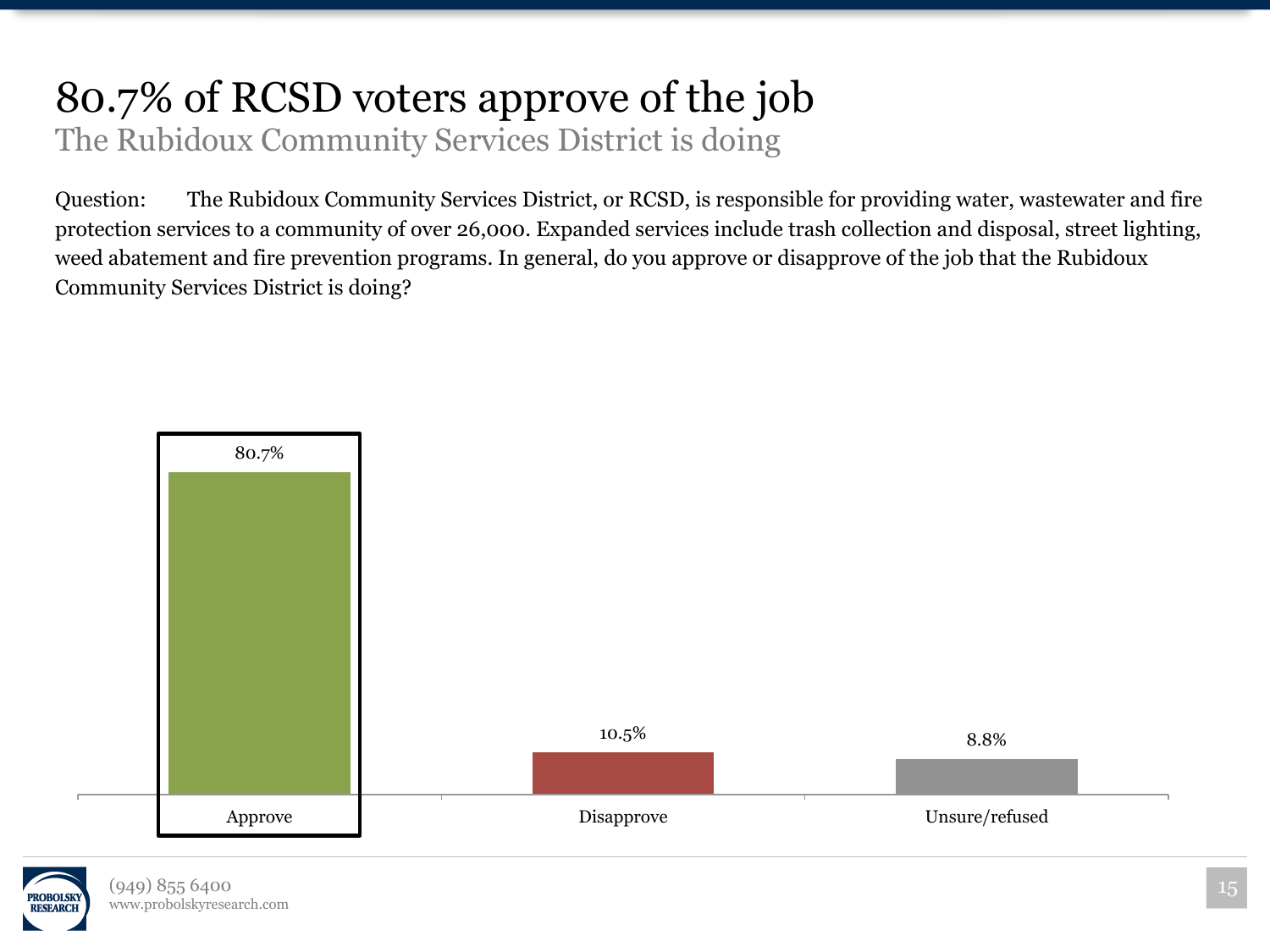# 80.7% of RCSD voters approve of the job

## The Rubidoux Community Services District is doing

Question: The Rubidoux Community Services District, or RCSD, is responsible for providing water, wastewater and fire protection services to a community of over 26,000. Expanded services include trash collection and disposal, street lighting, weed abatement and fire prevention programs. In general, do you approve or disapprove of the job that the Rubidoux Community Services District is doing?

| Response | Percent |
| --- | --- |
| Approve | 80.7% |
| Disapprove | 10.5% |
| Unsure/refused | 8.8% |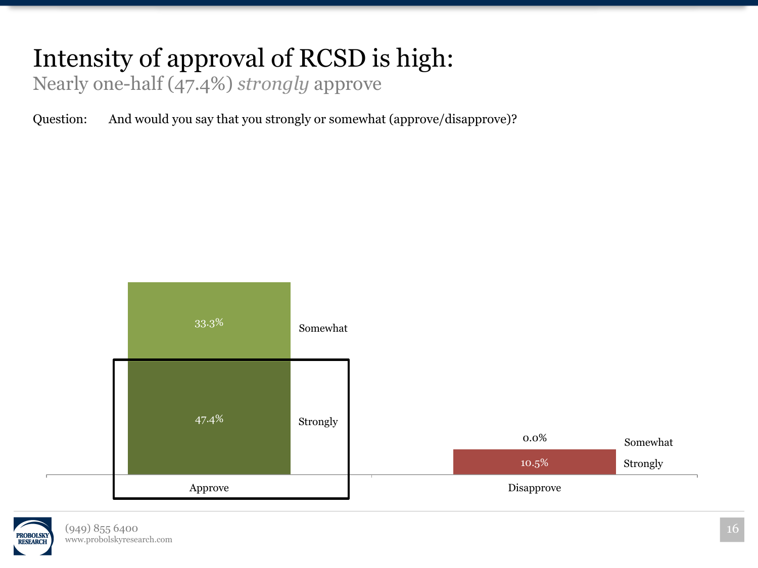# Intensity of approval of RCSD is high:

Nearly one-half (47.4%) *strongly* approve

Question: And would you say that you strongly or somewhat (approve/disapprove)?

| | Approve | Disapprove |
|---|---|---|
| Somewhat | 33.3% | 0.0% |
| Strongly | 47.4% | 10.5% |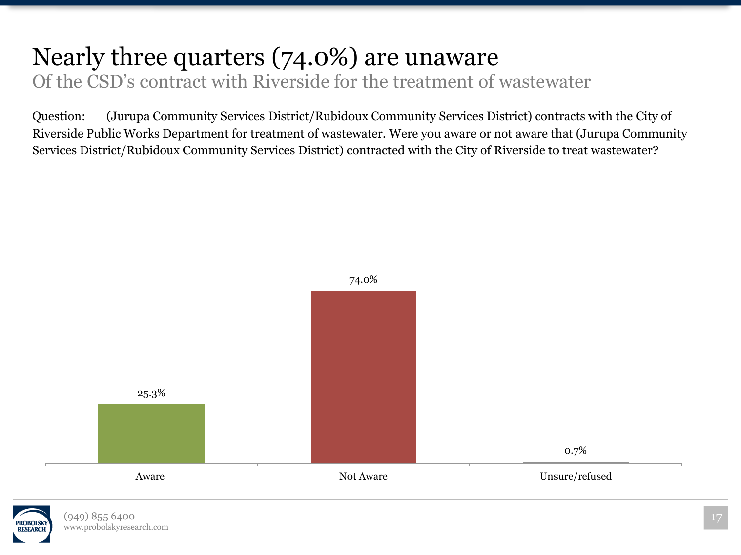# Nearly three quarters (74.0%) are unaware

## Of the CSD's contract with Riverside for the treatment of wastewater

Question: (Jurupa Community Services District/Rubidoux Community Services District) contracts with the City of Riverside Public Works Department for treatment of wastewater. Were you aware or not aware that (Jurupa Community Services District/Rubidoux Community Services District) contracted with the City of Riverside to treat wastewater?

| Response | Percent |
|---|---|
| Aware | 25.3% |
| Not Aware | 74.0% |
| Unsure/refused | 0.7% |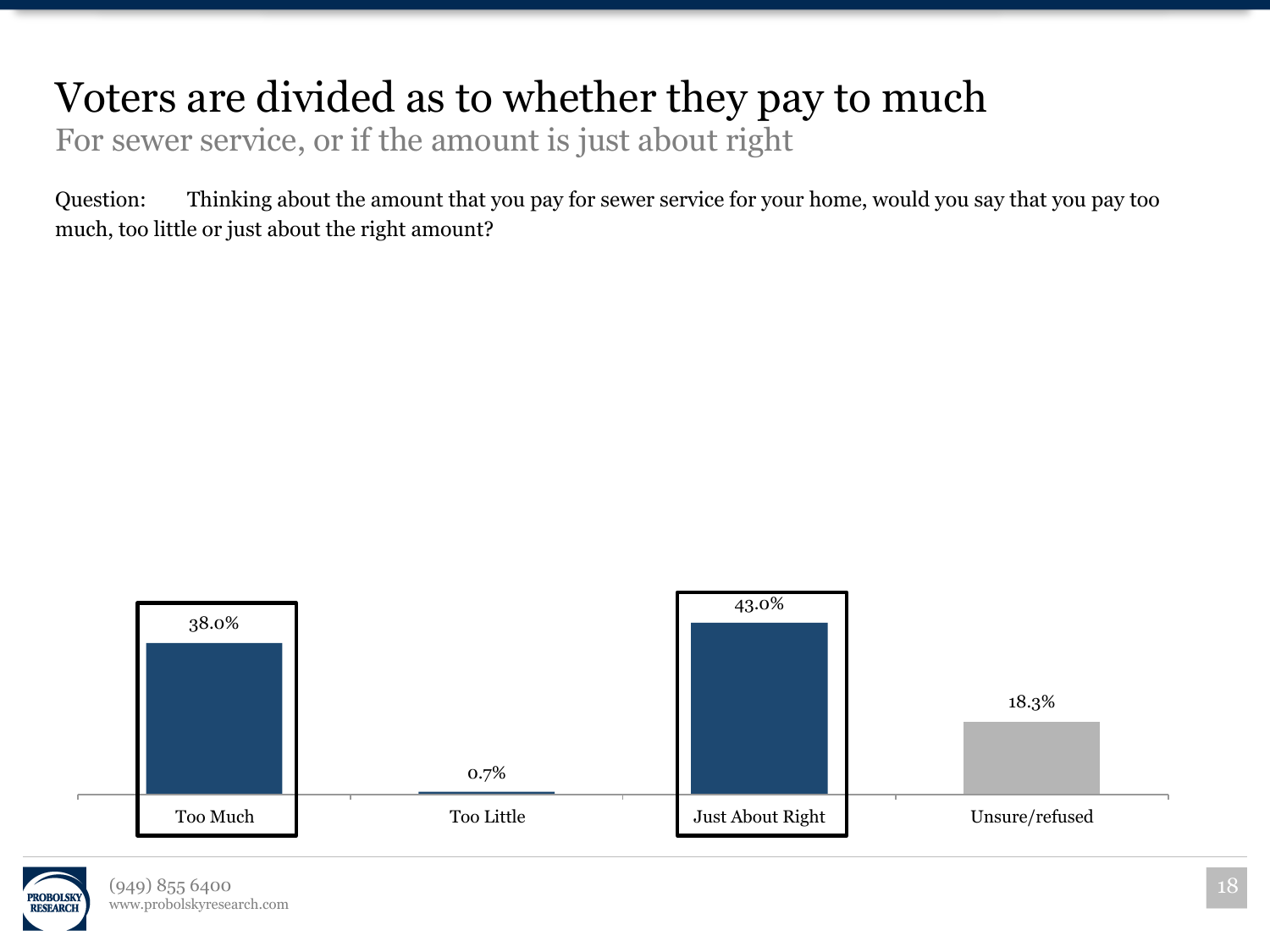# Voters are divided as to whether they pay to much

## For sewer service, or if the amount is just about right

Question: Thinking about the amount that you pay for sewer service for your home, would you say that you pay too much, too little or just about the right amount?

| Response | Percent |
|---|---|
| Too Much | 38.0% |
| Too Little | 0.7% |
| Just About Right | 43.0% |
| Unsure/refused | 18.3% |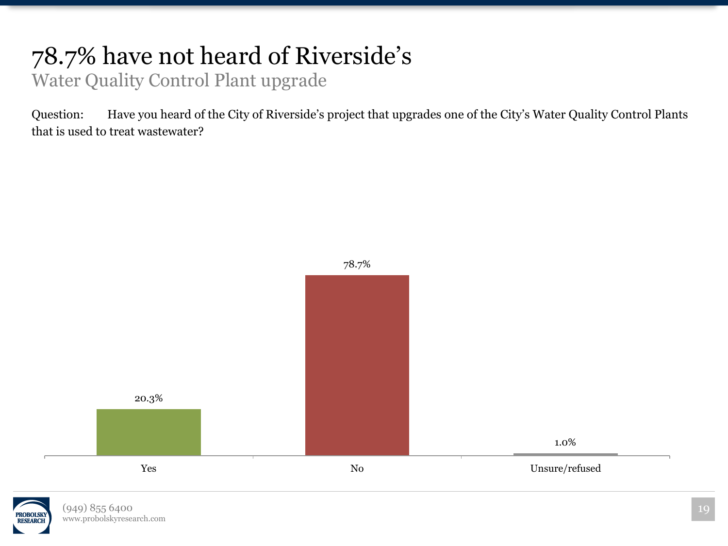# 78.7% have not heard of Riverside's

## Water Quality Control Plant upgrade

Question: Have you heard of the City of Riverside's project that upgrades one of the City's Water Quality Control Plants that is used to treat wastewater?

| Response | Percent |
|---|---|
| Yes | 20.3% |
| No | 78.7% |
| Unsure/refused | 1.0% |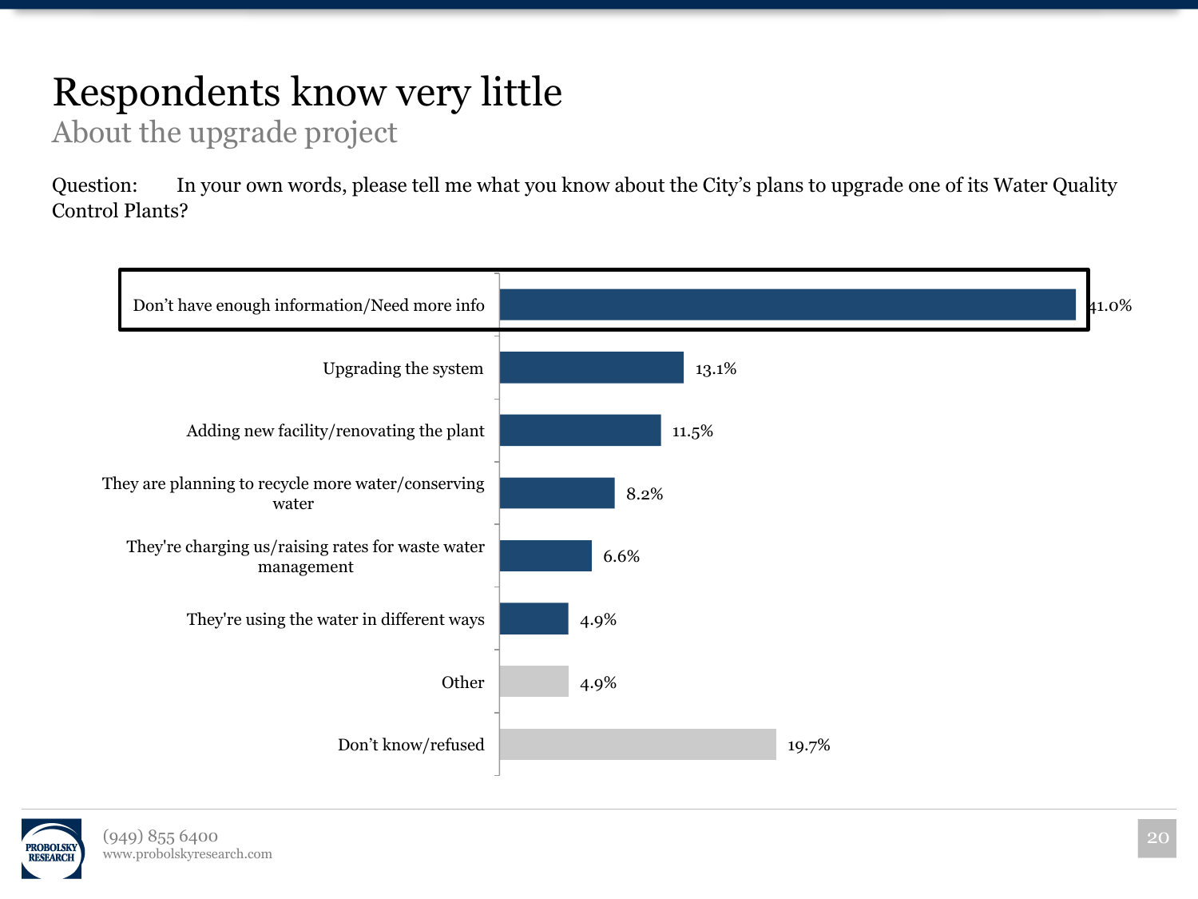# Respondents know very little

## About the upgrade project

Question: In your own words, please tell me what you know about the City's plans to upgrade one of its Water Quality Control Plants?

| Response | Percent |
| --- | --- |
| Don't have enough information/Need more info | 41.0% |
| Upgrading the system | 13.1% |
| Adding new facility/renovating the plant | 11.5% |
| They are planning to recycle more water/conserving water | 8.2% |
| They're charging us/raising rates for waste water management | 6.6% |
| They're using the water in different ways | 4.9% |
| Other | 4.9% |
| Don't know/refused | 19.7% |

PROBOLSKY RESEARCH

(949) 855 6400
www.probolskyresearch.com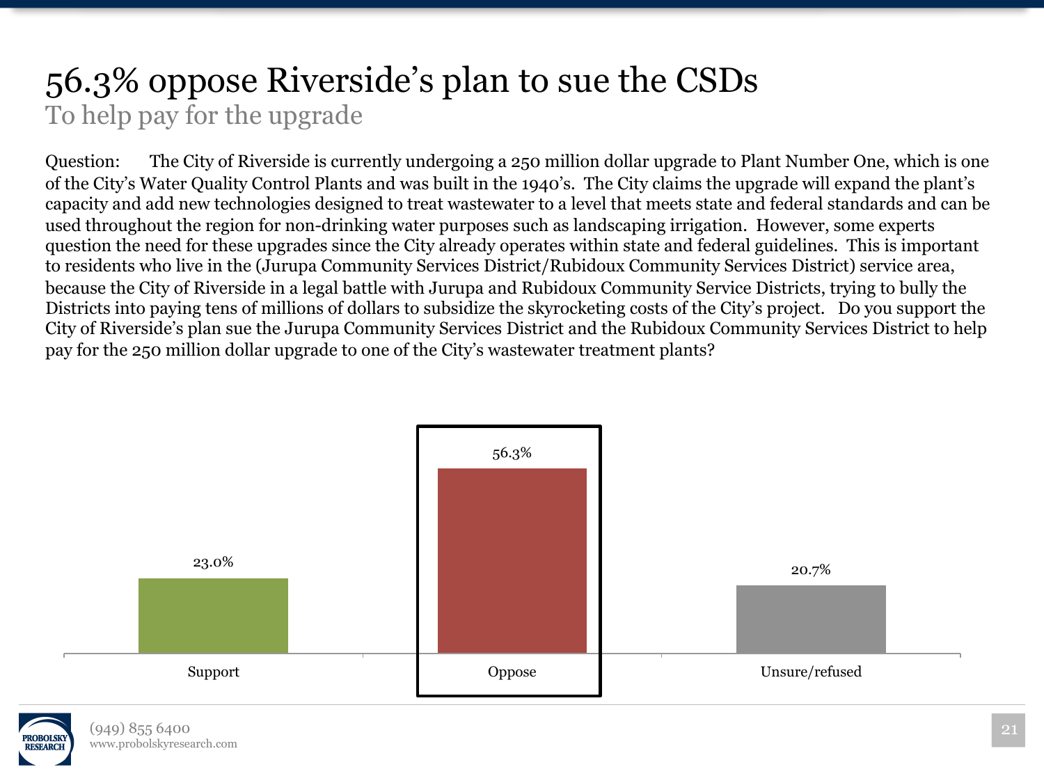# 56.3% oppose Riverside's plan to sue the CSDs

## To help pay for the upgrade

Question: The City of Riverside is currently undergoing a 250 million dollar upgrade to Plant Number One, which is one of the City's Water Quality Control Plants and was built in the 1940's. The City claims the upgrade will expand the plant's capacity and add new technologies designed to treat wastewater to a level that meets state and federal standards and can be used throughout the region for non-drinking water purposes such as landscaping irrigation. However, some experts question the need for these upgrades since the City already operates within state and federal guidelines. This is important to residents who live in the (Jurupa Community Services District/Rubidoux Community Services District) service area, because the City of Riverside in a legal battle with Jurupa and Rubidoux Community Service Districts, trying to bully the Districts into paying tens of millions of dollars to subsidize the skyrocketing costs of the City's project. Do you support the City of Riverside's plan sue the Jurupa Community Services District and the Rubidoux Community Services District to help pay for the 250 million dollar upgrade to one of the City's wastewater treatment plants?

| Response | Percent |
|---|---|
| Support | 23.0% |
| Oppose | 56.3% |
| Unsure/refused | 20.7% |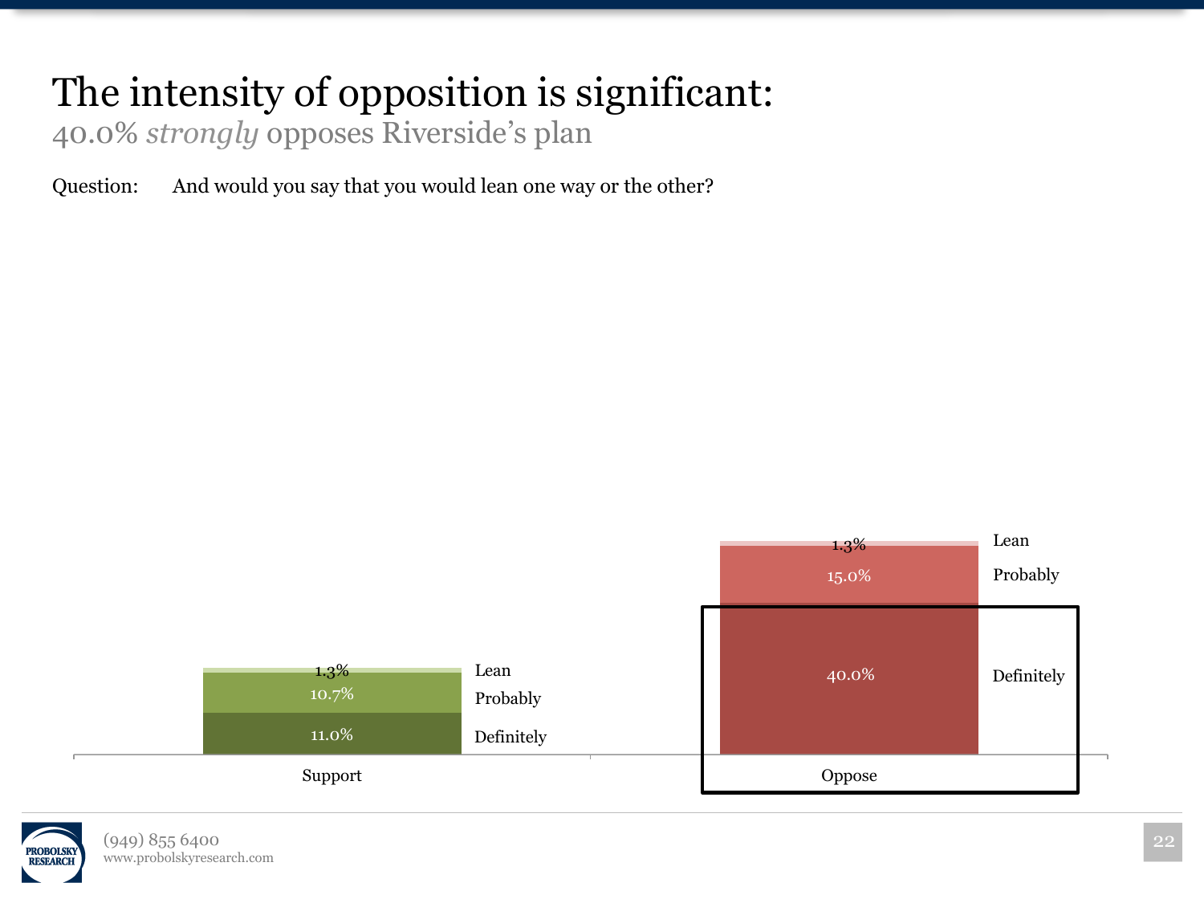# The intensity of opposition is significant:

## 40.0% *strongly* opposes Riverside's plan

Question: And would you say that you would lean one way or the other?

| | Support | Oppose |
|---|---|---|
| Lean | 1.3% | 1.3% |
| Probably | 10.7% | 15.0% |
| Definitely | 11.0% | 40.0% |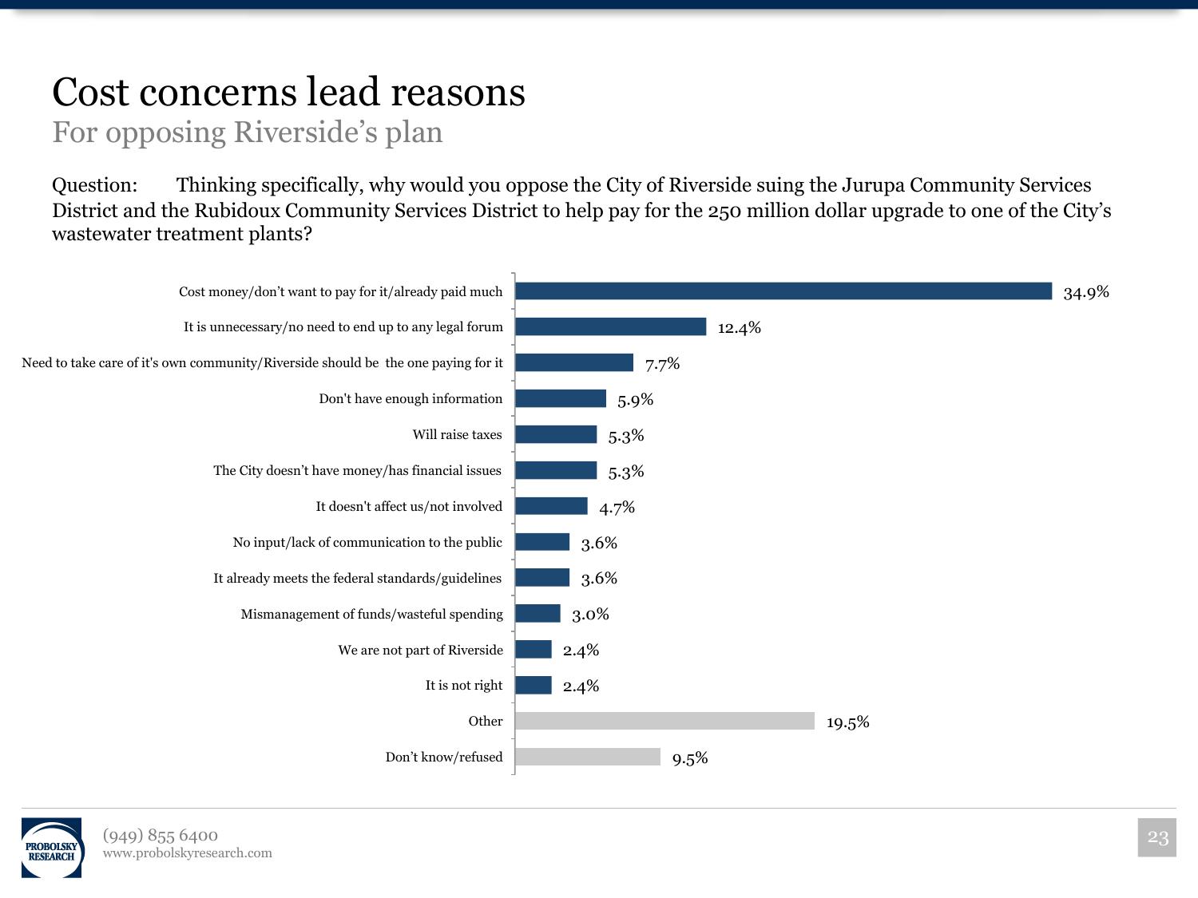# Cost concerns lead reasons

## For opposing Riverside's plan

Question: Thinking specifically, why would you oppose the City of Riverside suing the Jurupa Community Services District and the Rubidoux Community Services District to help pay for the 250 million dollar upgrade to one of the City's wastewater treatment plants?

| Reason | Percent |
|---|---|
| Cost money/don't want to pay for it/already paid much | 34.9% |
| It is unnecessary/no need to end up to any legal forum | 12.4% |
| Need to take care of it's own community/Riverside should be the one paying for it | 7.7% |
| Don't have enough information | 5.9% |
| Will raise taxes | 5.3% |
| The City doesn't have money/has financial issues | 5.3% |
| It doesn't affect us/not involved | 4.7% |
| No input/lack of communication to the public | 3.6% |
| It already meets the federal standards/guidelines | 3.6% |
| Mismanagement of funds/wasteful spending | 3.0% |
| We are not part of Riverside | 2.4% |
| It is not right | 2.4% |
| Other | 19.5% |
| Don't know/refused | 9.5% |

(949) 855 6400
www.probolskyresearch.com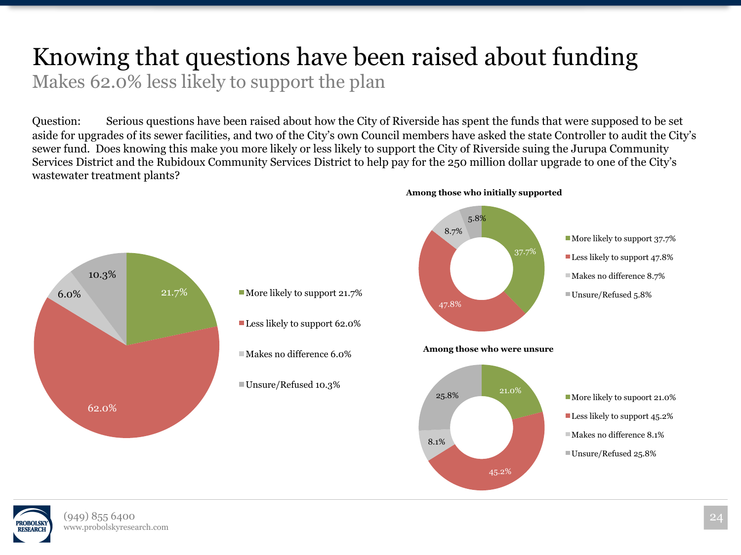# Knowing that questions have been raised about funding

## Makes 62.0% less likely to support the plan

Question: Serious questions have been raised about how the City of Riverside has spent the funds that were supposed to be set aside for upgrades of its sewer facilities, and two of the City's own Council members have asked the state Controller to audit the City's sewer fund. Does knowing this make you more likely or less likely to support the City of Riverside suing the Jurupa Community Services District and the Rubidoux Community Services District to help pay for the 250 million dollar upgrade to one of the City's wastewater treatment plants?

| Response | Percent |
| --- | --- |
| More likely to support | 21.7% |
| Less likely to support | 62.0% |
| Makes no difference | 6.0% |
| Unsure/Refused | 10.3% |

**Among those who initially supported**

| Response | Percent |
| --- | --- |
| More likely to support | 37.7% |
| Less likely to support | 47.8% |
| Makes no difference | 8.7% |
| Unsure/Refused | 5.8% |

**Among those who were unsure**

| Response | Percent |
| --- | --- |
| More likely to suppoort | 21.0% |
| Less likely to support | 45.2% |
| Makes no difference | 8.1% |
| Unsure/Refused | 25.8% |

PROBOLSKY RESEARCH

(949) 855 6400
www.probolskyresearch.com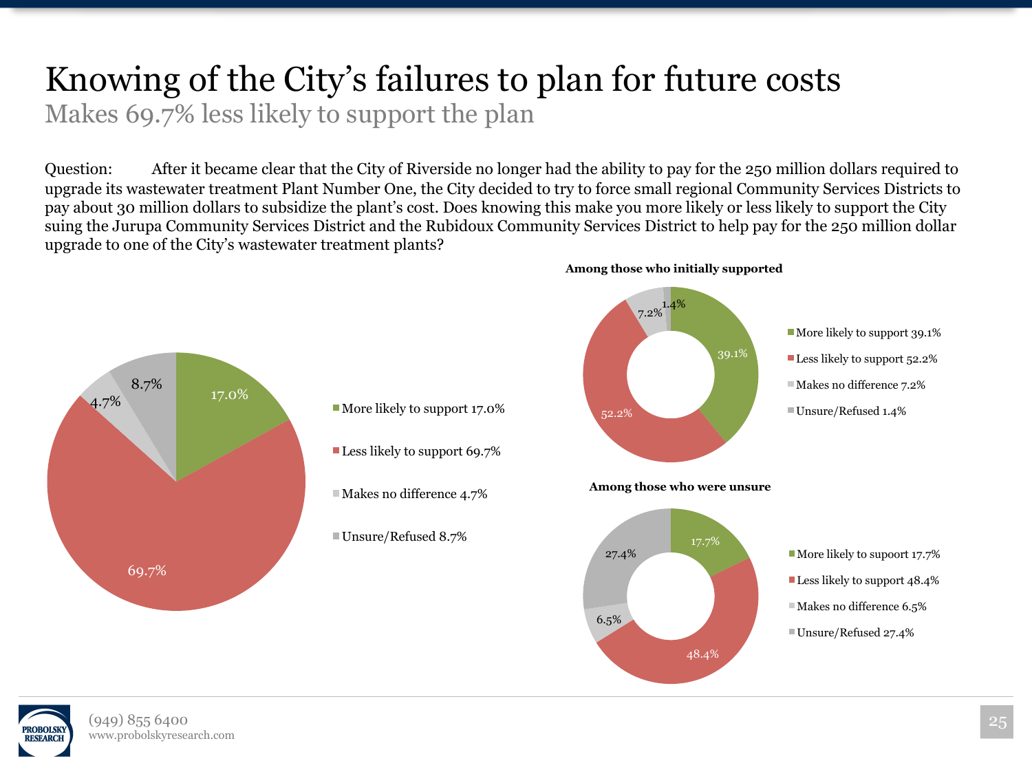# Knowing of the City's failures to plan for future costs

## Makes 69.7% less likely to support the plan

Question: After it became clear that the City of Riverside no longer had the ability to pay for the 250 million dollars required to upgrade its wastewater treatment Plant Number One, the City decided to try to force small regional Community Services Districts to pay about 30 million dollars to subsidize the plant's cost. Does knowing this make you more likely or less likely to support the City suing the Jurupa Community Services District and the Rubidoux Community Services District to help pay for the 250 million dollar upgrade to one of the City's wastewater treatment plants?

| Response | % |
| --- | --- |
| More likely to support | 17.0% |
| Less likely to support | 69.7% |
| Makes no difference | 4.7% |
| Unsure/Refused | 8.7% |

**Among those who initially supported**

| Response | % |
| --- | --- |
| More likely to support | 39.1% |
| Less likely to support | 52.2% |
| Makes no difference | 7.2% |
| Unsure/Refused | 1.4% |

**Among those who were unsure**

| Response | % |
| --- | --- |
| More likely to suport | 17.7% |
| Less likely to support | 48.4% |
| Makes no difference | 6.5% |
| Unsure/Refused | 27.4% |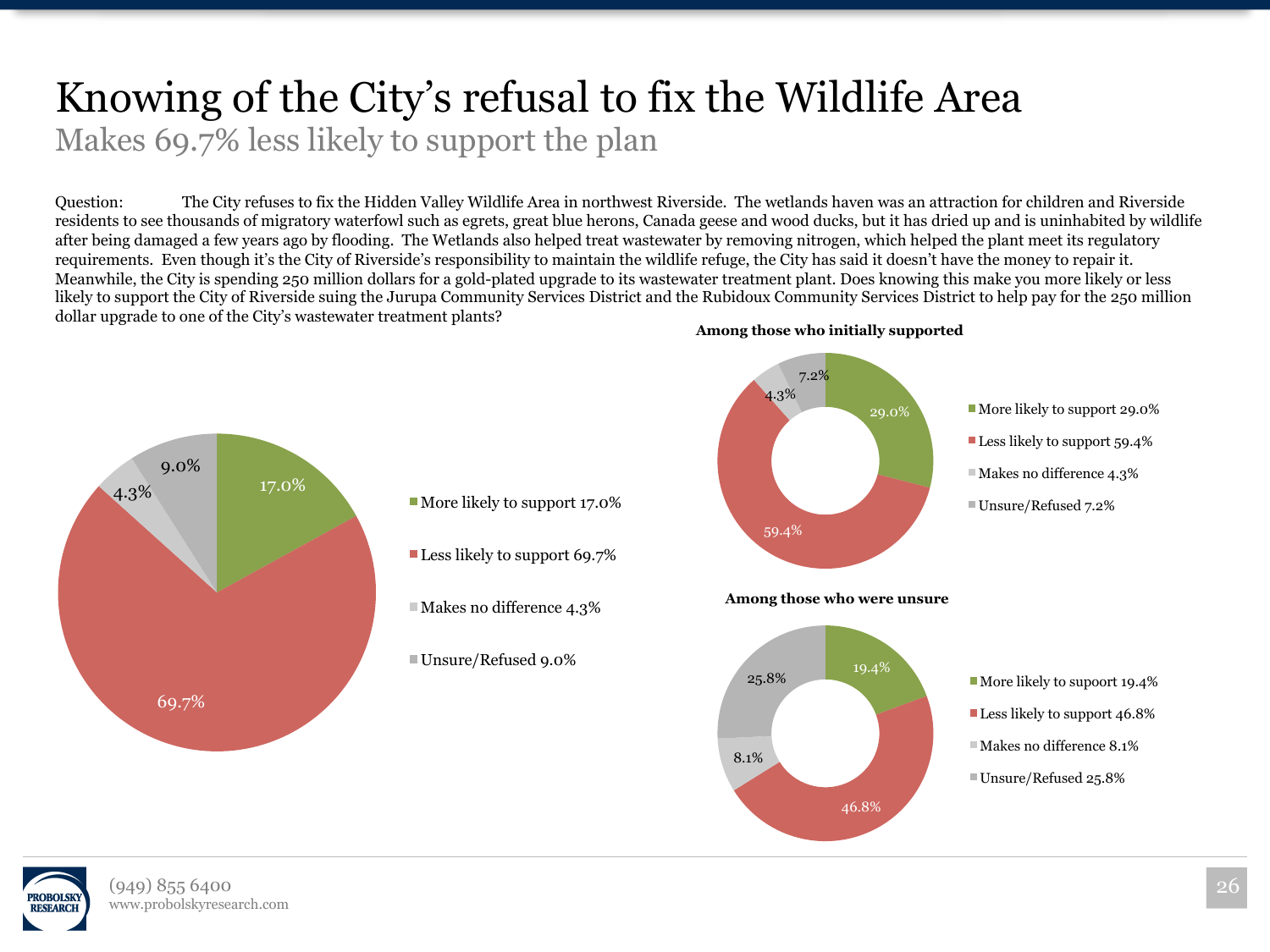# Knowing of the City's refusal to fix the Wildlife Area

## Makes 69.7% less likely to support the plan

Question: The City refuses to fix the Hidden Valley Wildlife Area in northwest Riverside. The wetlands haven was an attraction for children and Riverside residents to see thousands of migratory waterfowl such as egrets, great blue herons, Canada geese and wood ducks, but it has dried up and is uninhabited by wildlife after being damaged a few years ago by flooding. The Wetlands also helped treat wastewater by removing nitrogen, which helped the plant meet its regulatory requirements. Even though it's the City of Riverside's responsibility to maintain the wildlife refuge, the City has said it doesn't have the money to repair it. Meanwhile, the City is spending 250 million dollars for a gold-plated upgrade to its wastewater treatment plant. Does knowing this make you more likely or less likely to support the City of Riverside suing the Jurupa Community Services District and the Rubidoux Community Services District to help pay for the 250 million dollar upgrade to one of the City's wastewater treatment plants?

| Response | All | Among those who initially supported | Among those who were unsure |
|---|---|---|---|
| More likely to support | 17.0% | 29.0% | 19.4% |
| Less likely to support | 69.7% | 59.4% | 46.8% |
| Makes no difference | 4.3% | 4.3% | 8.1% |
| Unsure/Refused | 9.0% | 7.2% | 25.8% |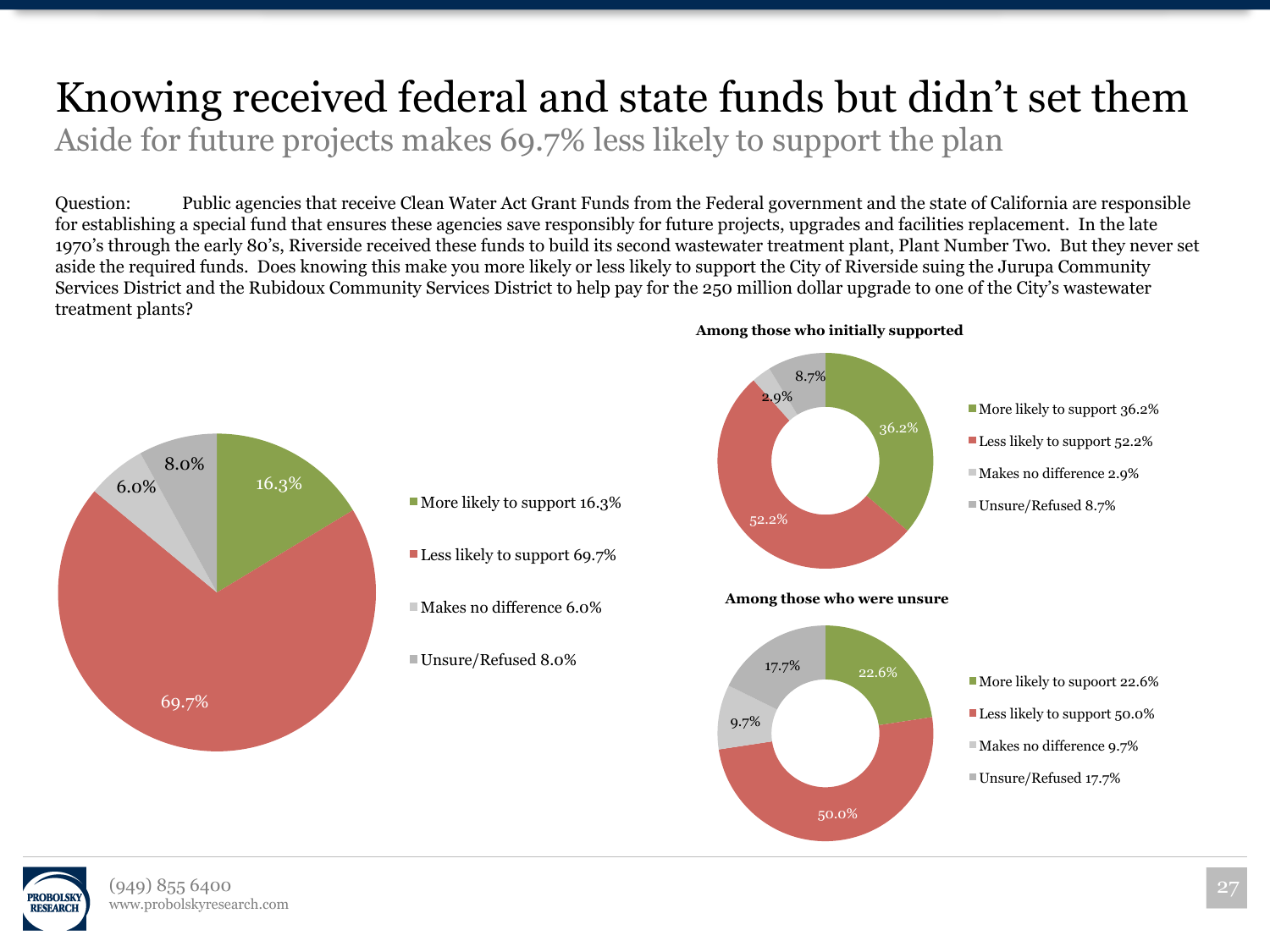# Knowing received federal and state funds but didn't set them

## Aside for future projects makes 69.7% less likely to support the plan

Question: Public agencies that receive Clean Water Act Grant Funds from the Federal government and the state of California are responsible for establishing a special fund that ensures these agencies save responsibly for future projects, upgrades and facilities replacement. In the late 1970's through the early 80's, Riverside received these funds to build its second wastewater treatment plant, Plant Number Two. But they never set aside the required funds. Does knowing this make you more likely or less likely to support the City of Riverside suing the Jurupa Community Services District and the Rubidoux Community Services District to help pay for the 250 million dollar upgrade to one of the City's wastewater treatment plants?

- More likely to support 16.3%
- Less likely to support 69.7%
- Makes no difference 6.0%
- Unsure/Refused 8.0%

**Among those who initially supported**

- More likely to support 36.2%
- Less likely to support 52.2%
- Makes no difference 2.9%
- Unsure/Refused 8.7%

**Among those who were unsure**

- More likely to supoort 22.6%
- Less likely to support 50.0%
- Makes no difference 9.7%
- Unsure/Refused 17.7%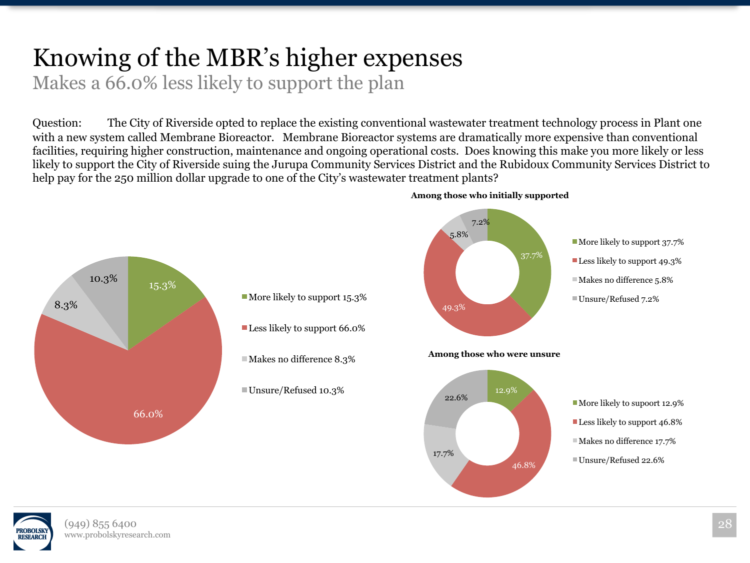# Knowing of the MBR's higher expenses

## Makes a 66.0% less likely to support the plan

Question: The City of Riverside opted to replace the existing conventional wastewater treatment technology process in Plant one with a new system called Membrane Bioreactor. Membrane Bioreactor systems are dramatically more expensive than conventional facilities, requiring higher construction, maintenance and ongoing operational costs. Does knowing this make you more likely or less likely to support the City of Riverside suing the Jurupa Community Services District and the Rubidoux Community Services District to help pay for the 250 million dollar upgrade to one of the City's wastewater treatment plants?

- More likely to support 15.3%
- Less likely to support 66.0%
- Makes no difference 8.3%
- Unsure/Refused 10.3%

**Among those who initially supported**

- More likely to support 37.7%
- Less likely to support 49.3%
- Makes no difference 5.8%
- Unsure/Refused 7.2%

**Among those who were unsure**

- More likely to suppoort 12.9%
- Less likely to support 46.8%
- Makes no difference 17.7%
- Unsure/Refused 22.6%

PROBOLSKY RESEARCH

(949) 855 6400
www.probolskyresearch.com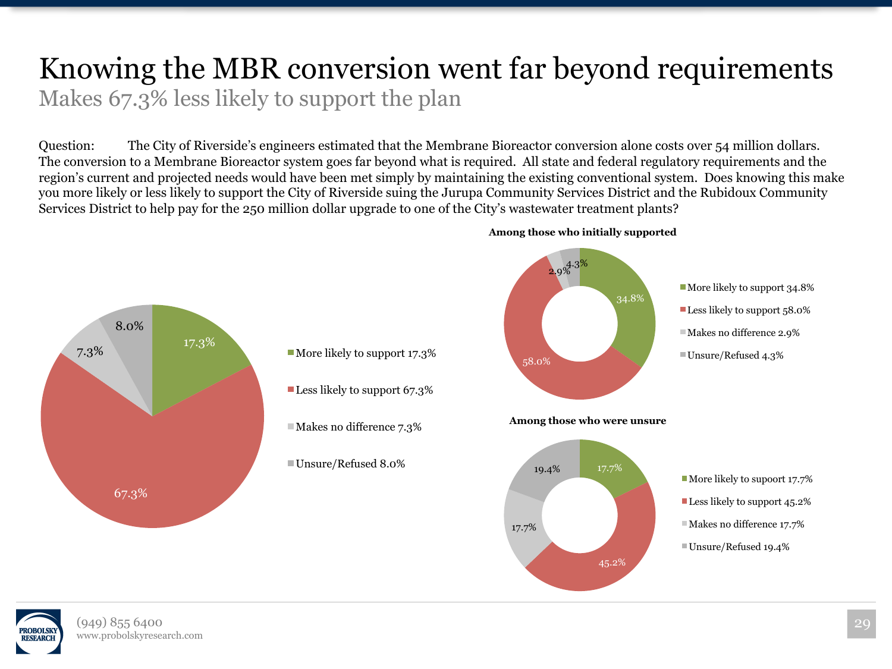# Knowing the MBR conversion went far beyond requirements

## Makes 67.3% less likely to support the plan

Question: The City of Riverside's engineers estimated that the Membrane Bioreactor conversion alone costs over 54 million dollars. The conversion to a Membrane Bioreactor system goes far beyond what is required. All state and federal regulatory requirements and the region's current and projected needs would have been met simply by maintaining the existing conventional system. Does knowing this make you more likely or less likely to support the City of Riverside suing the Jurupa Community Services District and the Rubidoux Community Services District to help pay for the 250 million dollar upgrade to one of the City's wastewater treatment plants?

- More likely to support 17.3%
- Less likely to support 67.3%
- Makes no difference 7.3%
- Unsure/Refused 8.0%

**Among those who initially supported**

- More likely to support 34.8%
- Less likely to support 58.0%
- Makes no difference 2.9%
- Unsure/Refused 4.3%

**Among those who were unsure**

- More likely to supoort 17.7%
- Less likely to support 45.2%
- Makes no difference 17.7%
- Unsure/Refused 19.4%

(949) 855 6400
www.probolskyresearch.com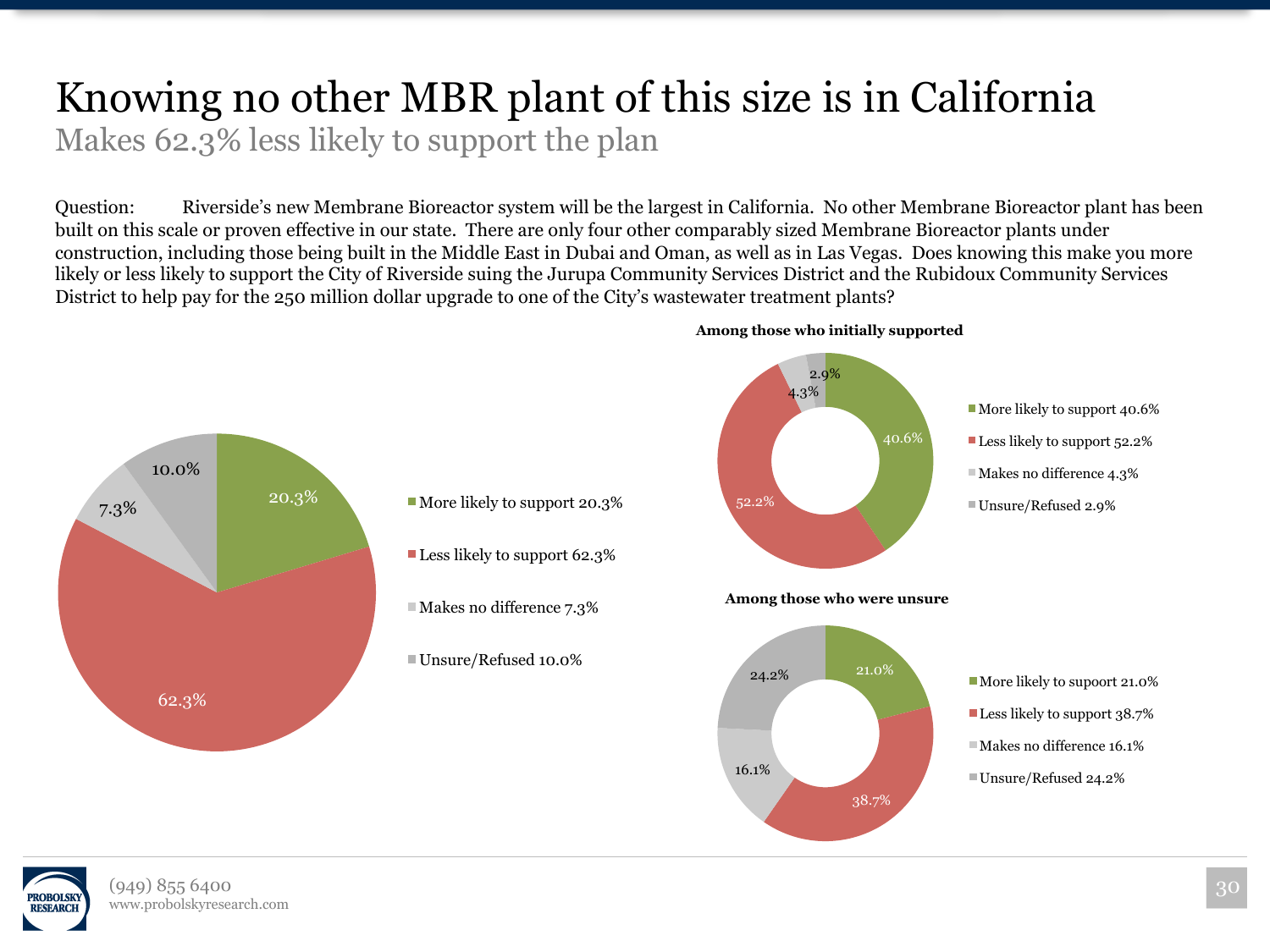# Knowing no other MBR plant of this size is in California

## Makes 62.3% less likely to support the plan

Question: Riverside's new Membrane Bioreactor system will be the largest in California. No other Membrane Bioreactor plant has been built on this scale or proven effective in our state. There are only four other comparably sized Membrane Bioreactor plants under construction, including those being built in the Middle East in Dubai and Oman, as well as in Las Vegas. Does knowing this make you more likely or less likely to support the City of Riverside suing the Jurupa Community Services District and the Rubidoux Community Services District to help pay for the 250 million dollar upgrade to one of the City's wastewater treatment plants?

- More likely to support 20.3%
- Less likely to support 62.3%
- Makes no difference 7.3%
- Unsure/Refused 10.0%

**Among those who initially supported**

- More likely to support 40.6%
- Less likely to support 52.2%
- Makes no difference 4.3%
- Unsure/Refused 2.9%

**Among those who were unsure**

- More likely to supoort 21.0%
- Less likely to support 38.7%
- Makes no difference 16.1%
- Unsure/Refused 24.2%

(949) 855 6400
www.probolskyresearch.com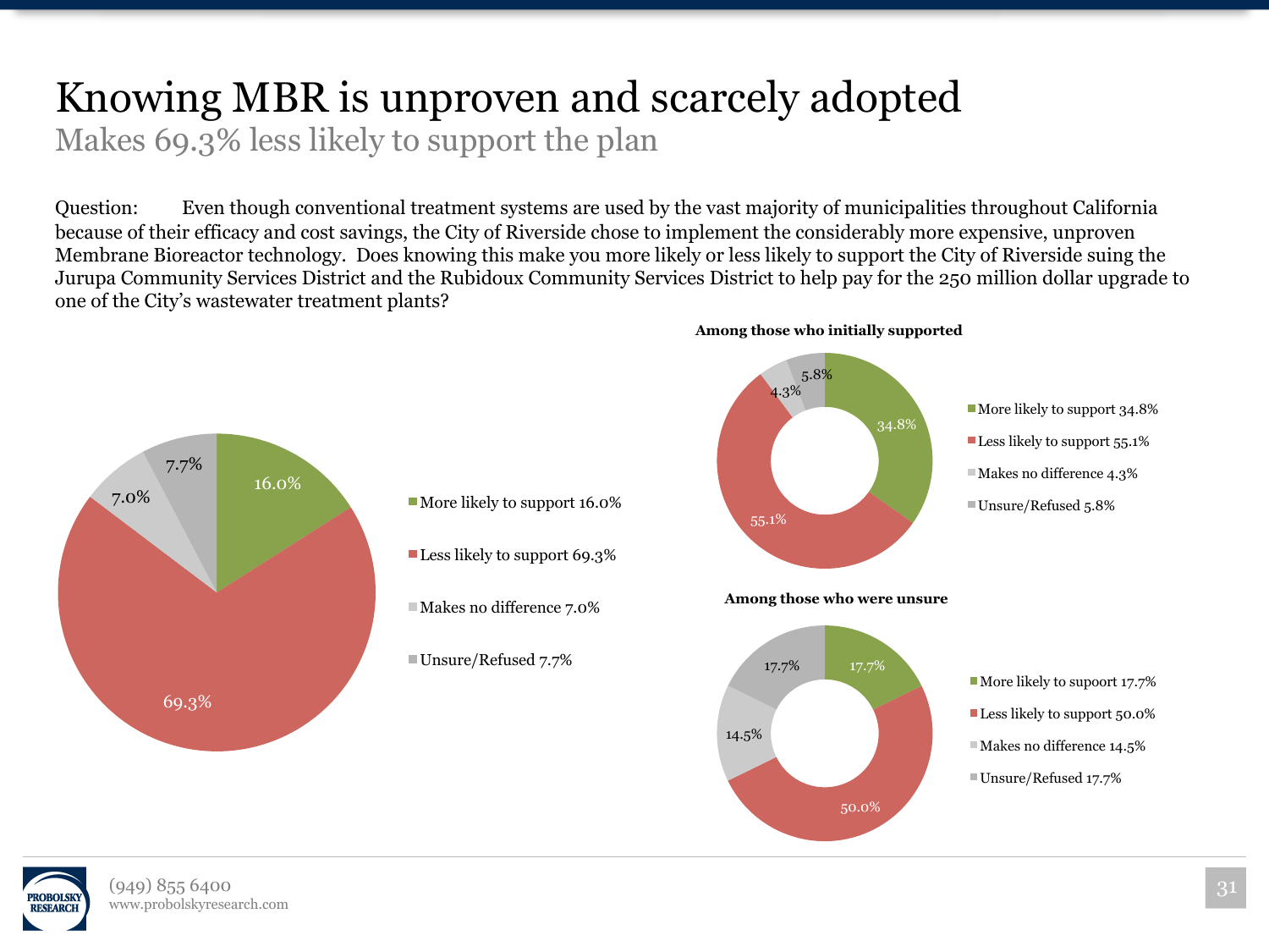# Knowing MBR is unproven and scarcely adopted

## Makes 69.3% less likely to support the plan

Question: Even though conventional treatment systems are used by the vast majority of municipalities throughout California because of their efficacy and cost savings, the City of Riverside chose to implement the considerably more expensive, unproven Membrane Bioreactor technology. Does knowing this make you more likely or less likely to support the City of Riverside suing the Jurupa Community Services District and the Rubidoux Community Services District to help pay for the 250 million dollar upgrade to one of the City's wastewater treatment plants?

- More likely to support 16.0%
- Less likely to support 69.3%
- Makes no difference 7.0%
- Unsure/Refused 7.7%

**Among those who initially supported**

- More likely to support 34.8%
- Less likely to support 55.1%
- Makes no difference 4.3%
- Unsure/Refused 5.8%

**Among those who were unsure**

- More likely to supoort 17.7%
- Less likely to support 50.0%
- Makes no difference 14.5%
- Unsure/Refused 17.7%

PROBOLSKY RESEARCH

(949) 855 6400
www.probolskyresearch.com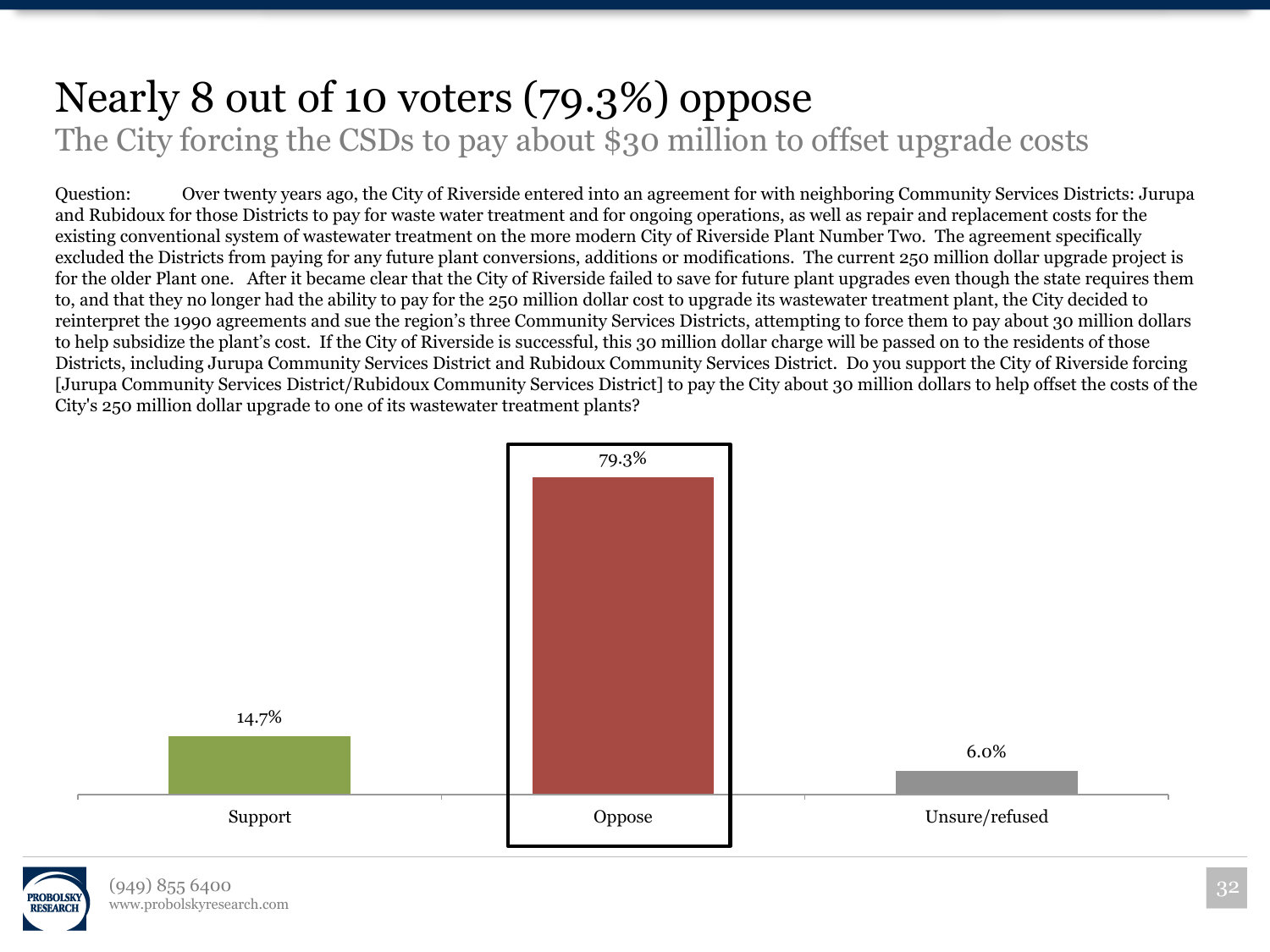# Nearly 8 out of 10 voters (79.3%) oppose

## The City forcing the CSDs to pay about $30 million to offset upgrade costs

Question: Over twenty years ago, the City of Riverside entered into an agreement for with neighboring Community Services Districts: Jurupa and Rubidoux for those Districts to pay for waste water treatment and for ongoing operations, as well as repair and replacement costs for the existing conventional system of wastewater treatment on the more modern City of Riverside Plant Number Two. The agreement specifically excluded the Districts from paying for any future plant conversions, additions or modifications. The current 250 million dollar upgrade project is for the older Plant one. After it became clear that the City of Riverside failed to save for future plant upgrades even though the state requires them to, and that they no longer had the ability to pay for the 250 million dollar cost to upgrade its wastewater treatment plant, the City decided to reinterpret the 1990 agreements and sue the region's three Community Services Districts, attempting to force them to pay about 30 million dollars to help subsidize the plant's cost. If the City of Riverside is successful, this 30 million dollar charge will be passed on to the residents of those Districts, including Jurupa Community Services District and Rubidoux Community Services District. Do you support the City of Riverside forcing [Jurupa Community Services District/Rubidoux Community Services District] to pay the City about 30 million dollars to help offset the costs of the City's 250 million dollar upgrade to one of its wastewater treatment plants?

| Response | Percent |
| --- | --- |
| Support | 14.7% |
| Oppose | 79.3% |
| Unsure/refused | 6.0% |

(949) 855 6400
www.probolskyresearch.com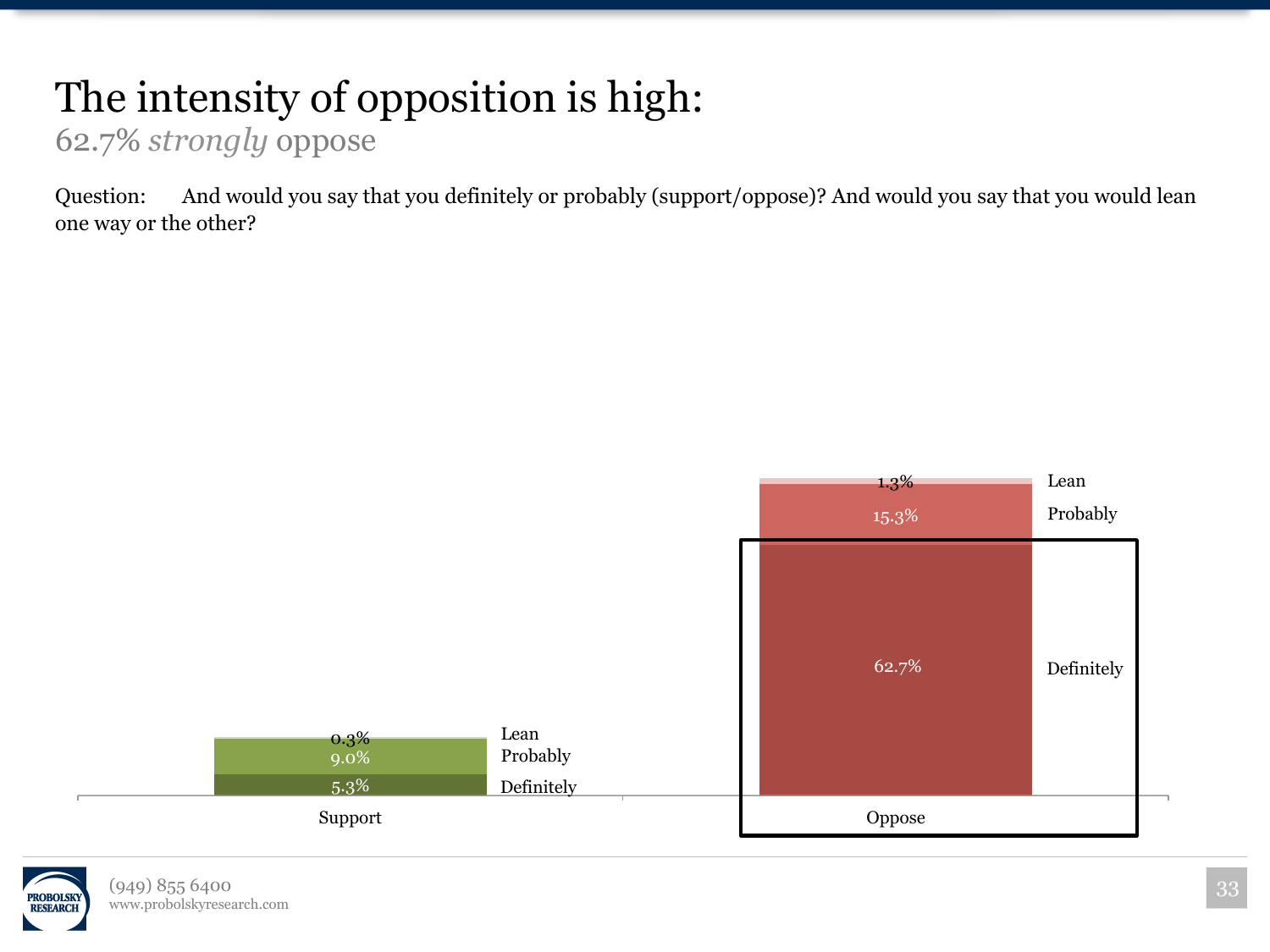# The intensity of opposition is high:

62.7% *strongly* oppose

Question: And would you say that you definitely or probably (support/oppose)? And would you say that you would lean one way or the other?

| | Support | Oppose |
|---|---|---|
| Lean | 0.3% | 1.3% |
| Probably | 9.0% | 15.3% |
| Definitely | 5.3% | 62.7% |

(949) 855 6400
www.probolskyresearch.com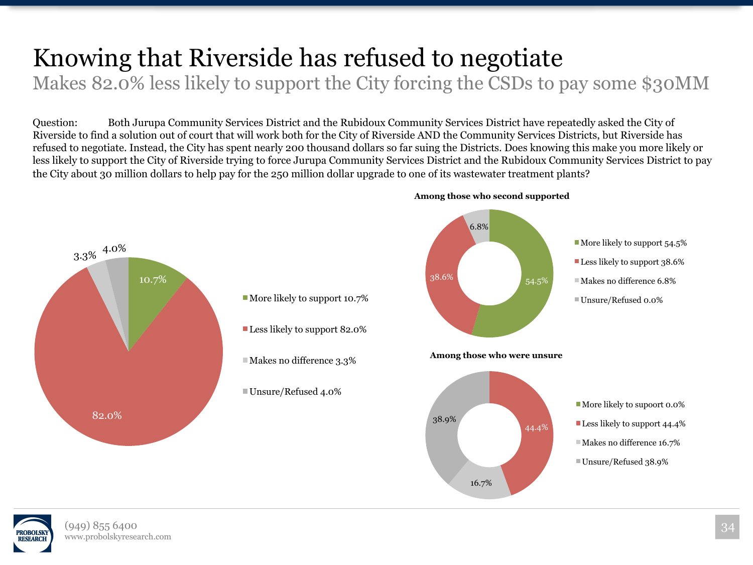# Knowing that Riverside has refused to negotiate

## Makes 82.0% less likely to support the City forcing the CSDs to pay some $30MM

Question: Both Jurupa Community Services District and the Rubidoux Community Services District have repeatedly asked the City of Riverside to find a solution out of court that will work both for the City of Riverside AND the Community Services Districts, but Riverside has refused to negotiate. Instead, the City has spent nearly 200 thousand dollars so far suing the Districts. Does knowing this make you more likely or less likely to support the City of Riverside trying to force Jurupa Community Services District and the Rubidoux Community Services District to pay the City about 30 million dollars to help pay for the 250 million dollar upgrade to one of its wastewater treatment plants?

| Response | Percent |
| --- | --- |
| More likely to support | 10.7% |
| Less likely to support | 82.0% |
| Makes no difference | 3.3% |
| Unsure/Refused | 4.0% |

**Among those who second supported**

| Response | Percent |
| --- | --- |
| More likely to support | 54.5% |
| Less likely to support | 38.6% |
| Makes no difference | 6.8% |
| Unsure/Refused | 0.0% |

**Among those who were unsure**

| Response | Percent |
| --- | --- |
| More likely to supoort | 0.0% |
| Less likely to support | 44.4% |
| Makes no difference | 16.7% |
| Unsure/Refused | 38.9% |

PROBOLSKY RESEARCH

(949) 855 6400
www.probolskyresearch.com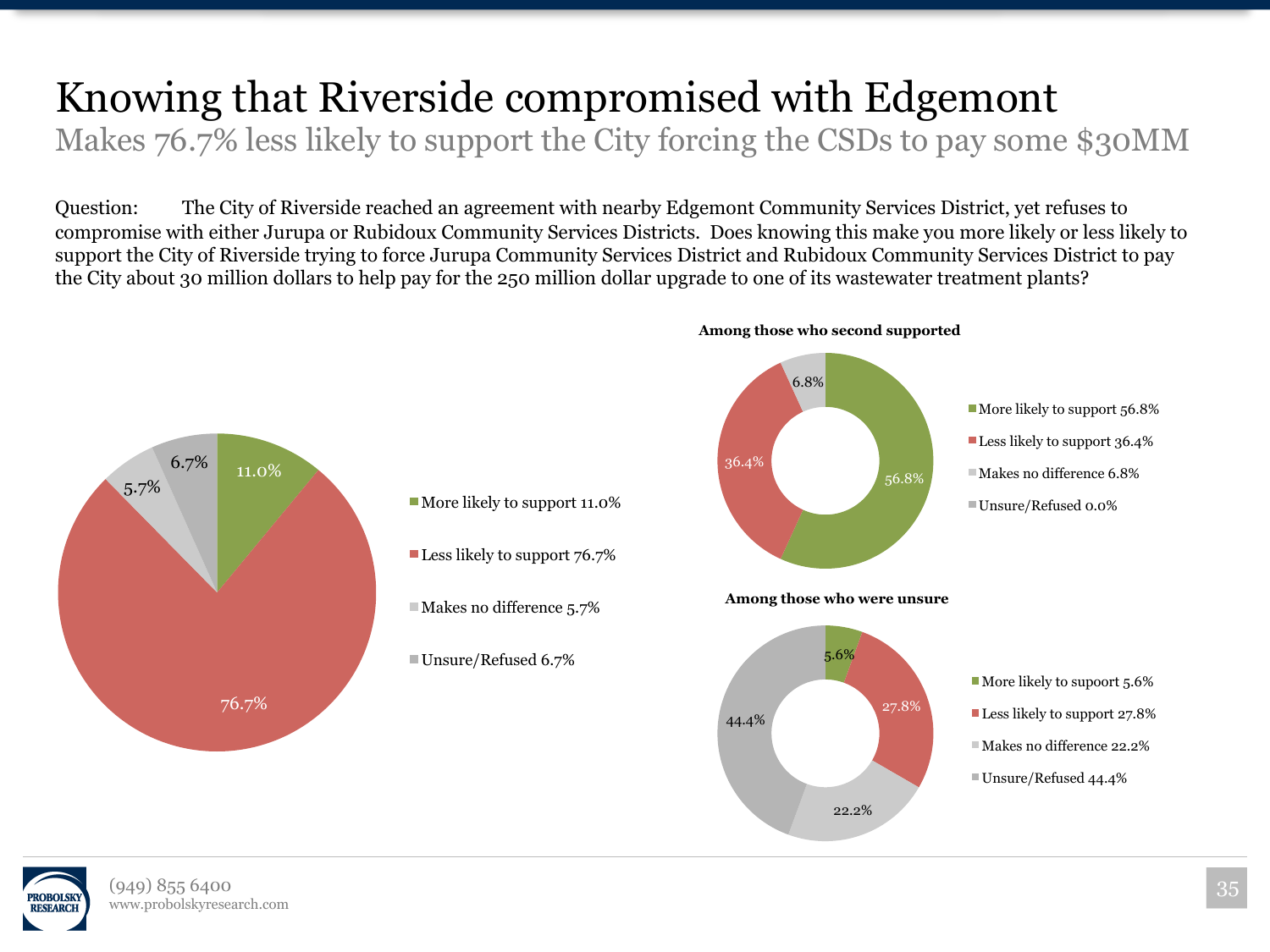# Knowing that Riverside compromised with Edgemont

## Makes 76.7% less likely to support the City forcing the CSDs to pay some $30MM

Question: The City of Riverside reached an agreement with nearby Edgemont Community Services District, yet refuses to compromise with either Jurupa or Rubidoux Community Services Districts. Does knowing this make you more likely or less likely to support the City of Riverside trying to force Jurupa Community Services District and Rubidoux Community Services District to pay the City about 30 million dollars to help pay for the 250 million dollar upgrade to one of its wastewater treatment plants?

| Response | Percent |
| --- | --- |
| More likely to support | 11.0% |
| Less likely to support | 76.7% |
| Makes no difference | 5.7% |
| Unsure/Refused | 6.7% |

**Among those who second supported**

| Response | Percent |
| --- | --- |
| More likely to support | 56.8% |
| Less likely to support | 36.4% |
| Makes no difference | 6.8% |
| Unsure/Refused | 0.0% |

**Among those who were unsure**

| Response | Percent |
| --- | --- |
| More likely to supoort | 5.6% |
| Less likely to support | 27.8% |
| Makes no difference | 22.2% |
| Unsure/Refused | 44.4% |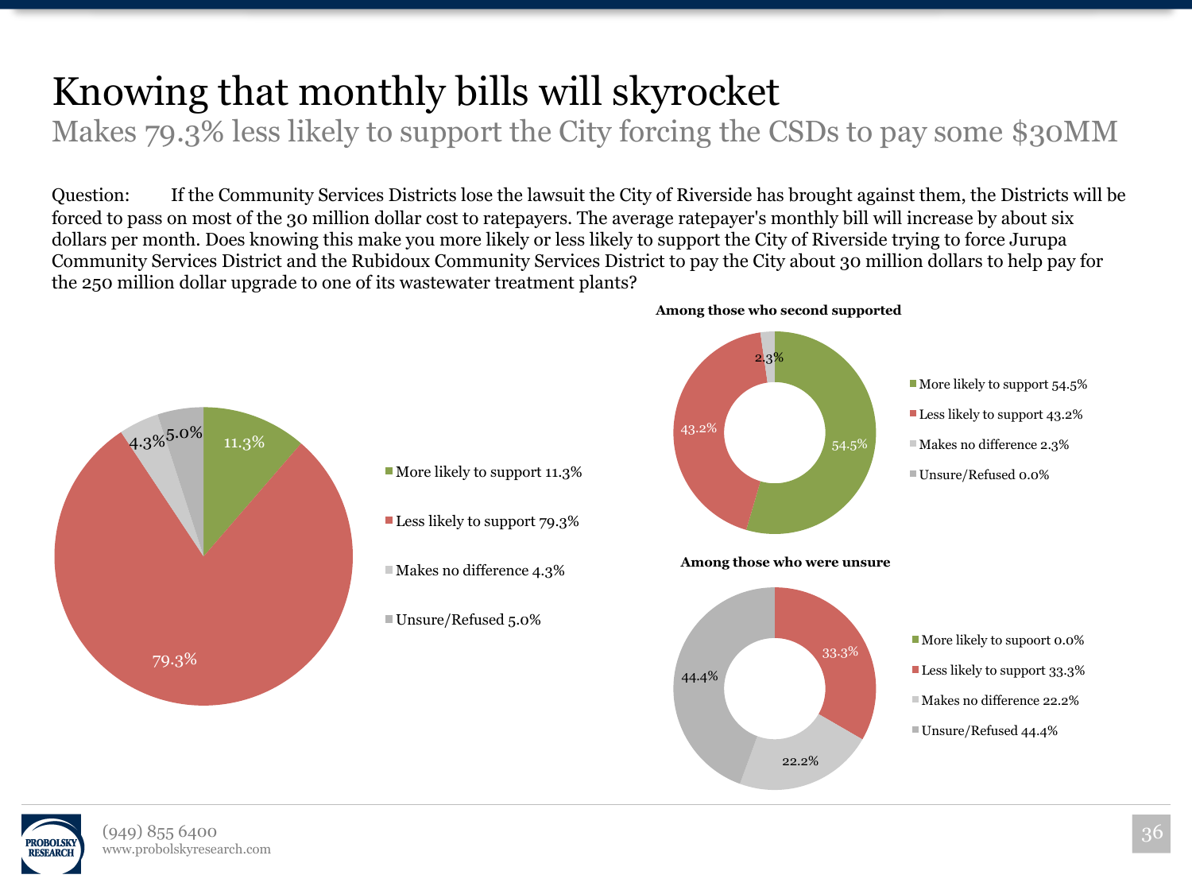# Knowing that monthly bills will skyrocket

## Makes 79.3% less likely to support the City forcing the CSDs to pay some $30MM

Question: If the Community Services Districts lose the lawsuit the City of Riverside has brought against them, the Districts will be forced to pass on most of the 30 million dollar cost to ratepayers. The average ratepayer's monthly bill will increase by about six dollars per month. Does knowing this make you more likely or less likely to support the City of Riverside trying to force Jurupa Community Services District and the Rubidoux Community Services District to pay the City about 30 million dollars to help pay for the 250 million dollar upgrade to one of its wastewater treatment plants?

| Response | % |
| --- | --- |
| More likely to support | 11.3% |
| Less likely to support | 79.3% |
| Makes no difference | 4.3% |
| Unsure/Refused | 5.0% |

**Among those who second supported**

| Response | % |
| --- | --- |
| More likely to support | 54.5% |
| Less likely to support | 43.2% |
| Makes no difference | 2.3% |
| Unsure/Refused | 0.0% |

**Among those who were unsure**

| Response | % |
| --- | --- |
| More likely to supoort | 0.0% |
| Less likely to support | 33.3% |
| Makes no difference | 22.2% |
| Unsure/Refused | 44.4% |

PROBOLSKY RESEARCH

(949) 855 6400
www.probolskyresearch.com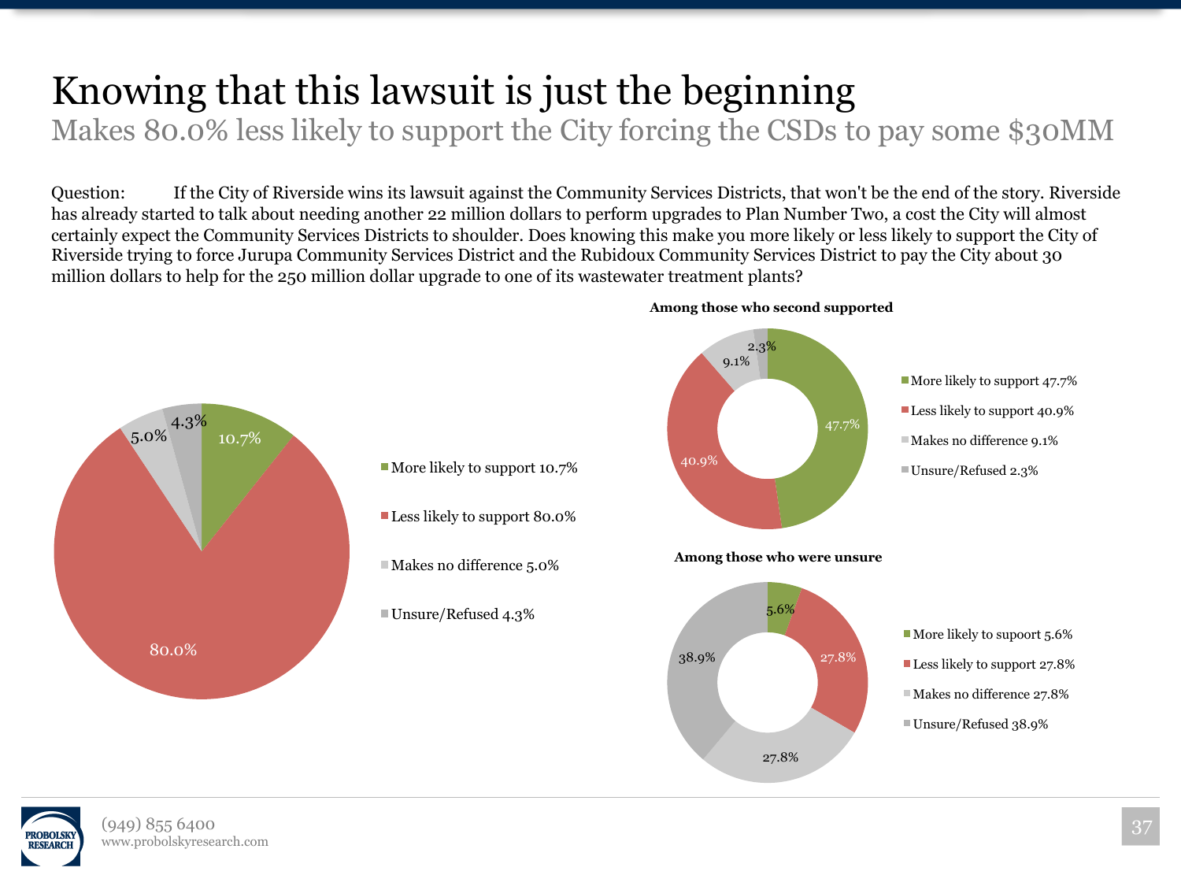# Knowing that this lawsuit is just the beginning

## Makes 80.0% less likely to support the City forcing the CSDs to pay some $30MM

Question: If the City of Riverside wins its lawsuit against the Community Services Districts, that won't be the end of the story. Riverside has already started to talk about needing another 22 million dollars to perform upgrades to Plan Number Two, a cost the City will almost certainly expect the Community Services Districts to shoulder. Does knowing this make you more likely or less likely to support the City of Riverside trying to force Jurupa Community Services District and the Rubidoux Community Services District to pay the City about 30 million dollars to help for the 250 million dollar upgrade to one of its wastewater treatment plants?

| Response | Percent |
|---|---|
| More likely to support | 10.7% |
| Less likely to support | 80.0% |
| Makes no difference | 5.0% |
| Unsure/Refused | 4.3% |

**Among those who second supported**

| Response | Percent |
|---|---|
| More likely to support | 47.7% |
| Less likely to support | 40.9% |
| Makes no difference | 9.1% |
| Unsure/Refused | 2.3% |

**Among those who were unsure**

| Response | Percent |
|---|---|
| More likely to supoort | 5.6% |
| Less likely to support | 27.8% |
| Makes no difference | 27.8% |
| Unsure/Refused | 38.9% |

(949) 855 6400
www.probolskyresearch.com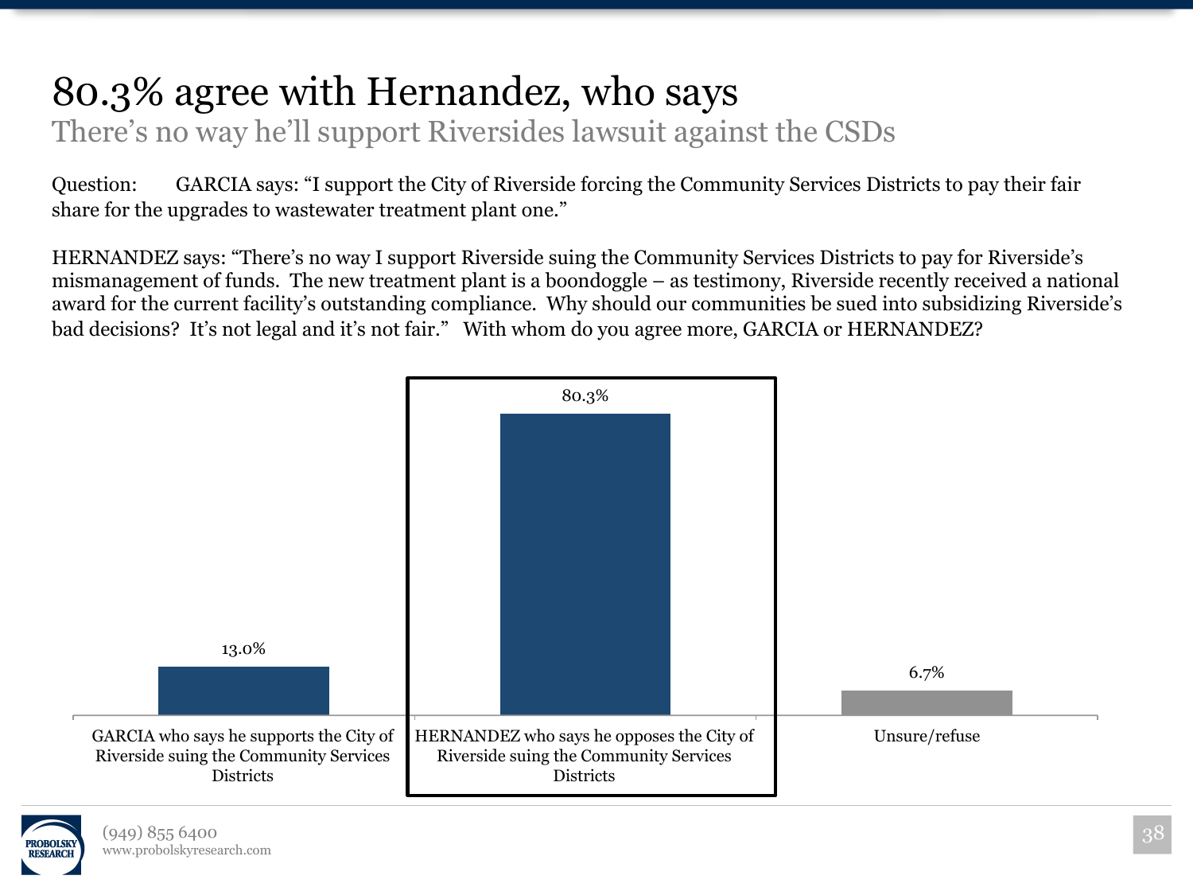# 80.3% agree with Hernandez, who says

## There's no way he'll support Riversides lawsuit against the CSDs

Question: GARCIA says: "I support the City of Riverside forcing the Community Services Districts to pay their fair share for the upgrades to wastewater treatment plant one."

HERNANDEZ says: "There's no way I support Riverside suing the Community Services Districts to pay for Riverside's mismanagement of funds. The new treatment plant is a boondoggle – as testimony, Riverside recently received a national award for the current facility's outstanding compliance. Why should our communities be sued into subsidizing Riverside's bad decisions? It's not legal and it's not fair." With whom do you agree more, GARCIA or HERNANDEZ?

| Response | Percent |
| --- | --- |
| GARCIA who says he supports the City of Riverside suing the Community Services Districts | 13.0% |
| HERNANDEZ who says he opposes the City of Riverside suing the Community Services Districts | 80.3% |
| Unsure/refuse | 6.7% |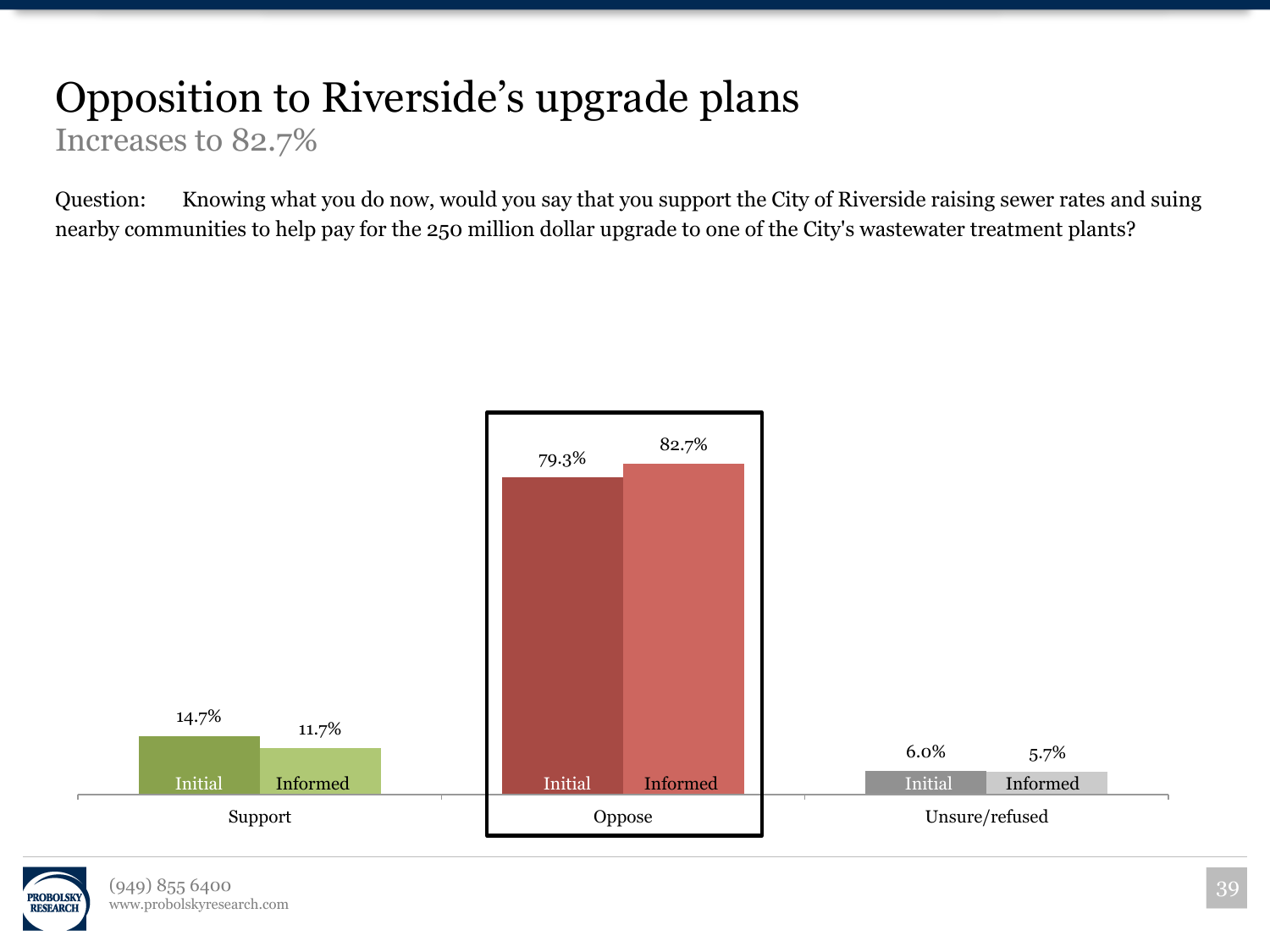# Opposition to Riverside's upgrade plans

## Increases to 82.7%

Question: Knowing what you do now, would you say that you support the City of Riverside raising sewer rates and suing nearby communities to help pay for the 250 million dollar upgrade to one of the City's wastewater treatment plants?

| | Initial | Informed |
|---|---|---|
| Support | 14.7% | 11.7% |
| Oppose | 79.3% | 82.7% |
| Unsure/refused | 6.0% | 5.7% |

(949) 855 6400
www.probolskyresearch.com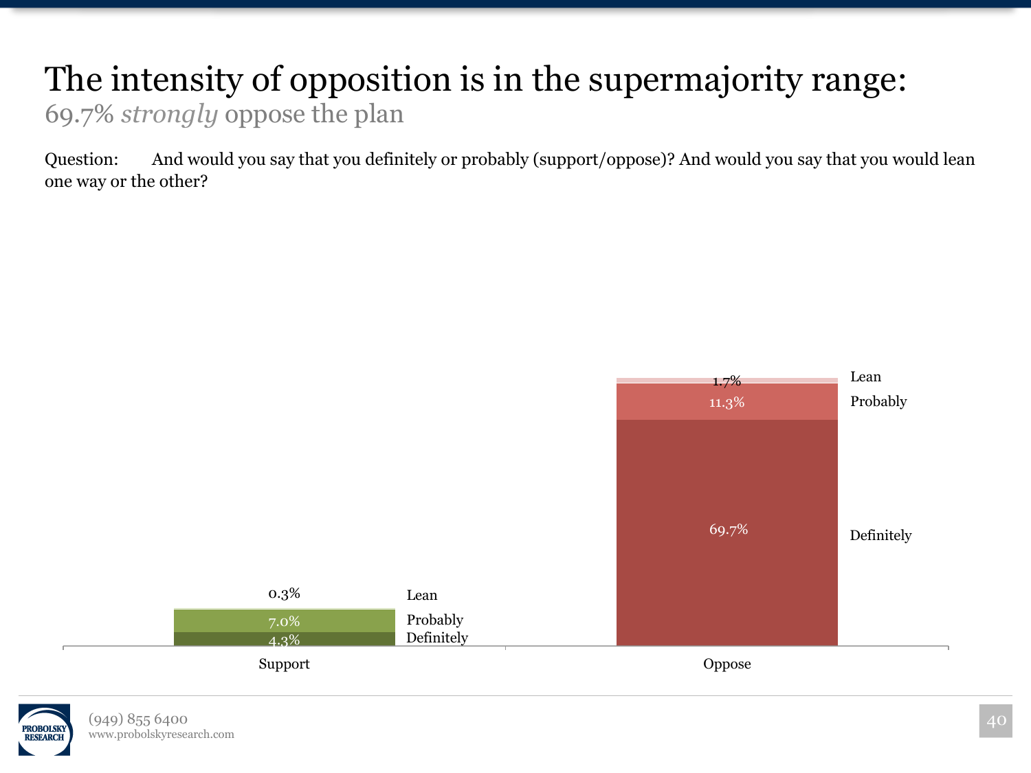# The intensity of opposition is in the supermajority range:

69.7% *strongly* oppose the plan

Question: And would you say that you definitely or probably (support/oppose)? And would you say that you would lean one way or the other?

| | Support | Oppose |
|---|---|---|
| Lean | 0.3% | 1.7% |
| Probably | 7.0% | 11.3% |
| Definitely | 4.3% | 69.7% |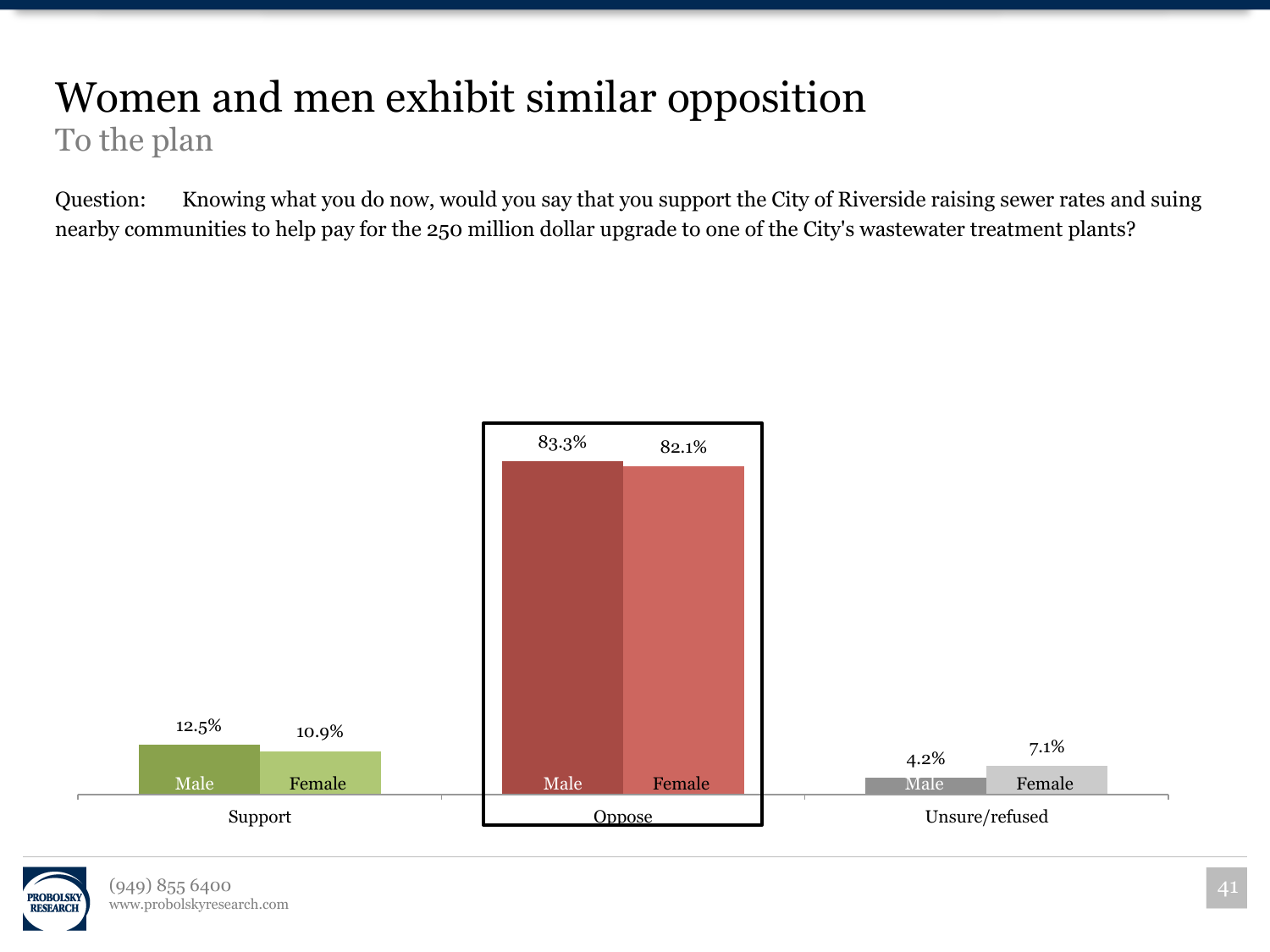# Women and men exhibit similar opposition

## To the plan

Question: Knowing what you do now, would you say that you support the City of Riverside raising sewer rates and suing nearby communities to help pay for the 250 million dollar upgrade to one of the City's wastewater treatment plants?

| | Male | Female |
|---|---|---|
| Support | 12.5% | 10.9% |
| Oppose | 83.3% | 82.1% |
| Unsure/refused | 4.2% | 7.1% |

(949) 855 6400
www.probolskyresearch.com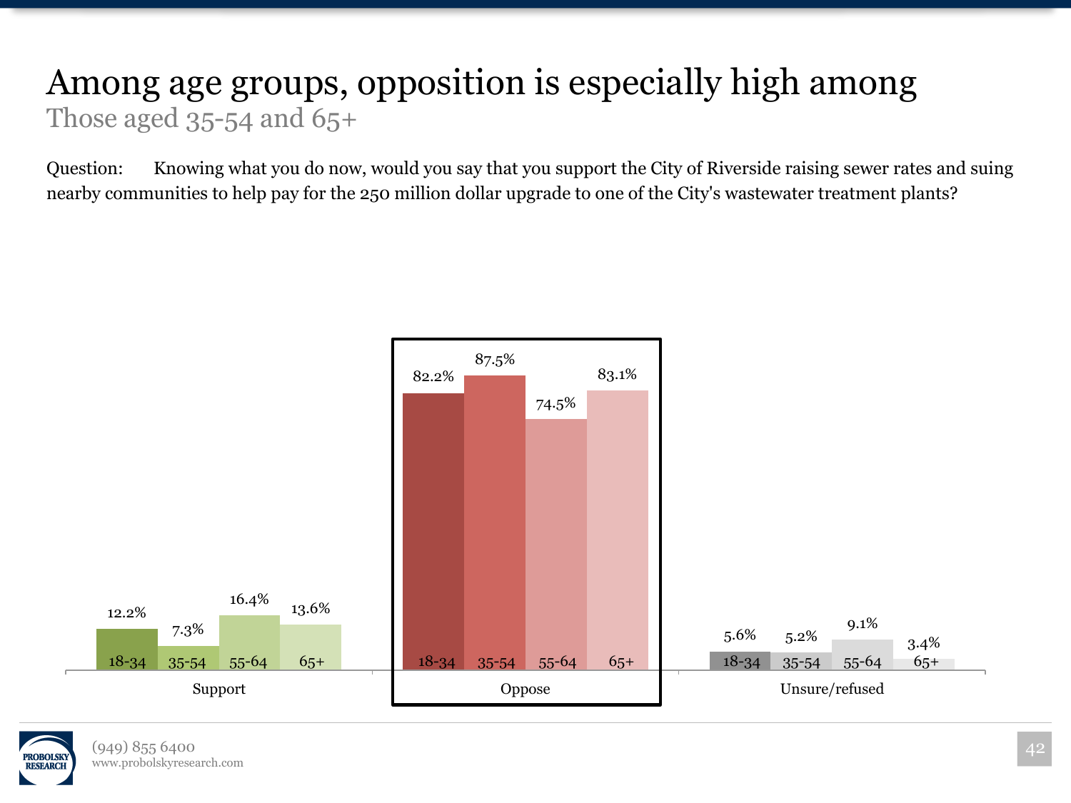# Among age groups, opposition is especially high among

## Those aged 35-54 and 65+

Question: Knowing what you do now, would you say that you support the City of Riverside raising sewer rates and suing nearby communities to help pay for the 250 million dollar upgrade to one of the City's wastewater treatment plants?

| | 18-34 | 35-54 | 55-64 | 65+ |
|---|---|---|---|---|
| Support | 12.2% | 7.3% | 16.4% | 13.6% |
| Oppose | 82.2% | 87.5% | 74.5% | 83.1% |
| Unsure/refused | 5.6% | 5.2% | 9.1% | 3.4% |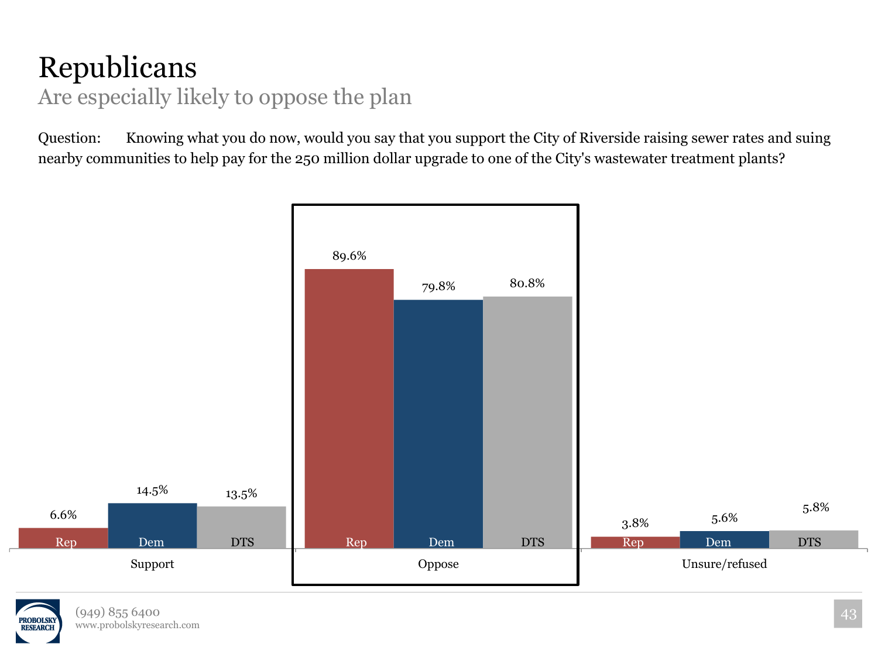# Republicans

## Are especially likely to oppose the plan

Question: Knowing what you do now, would you say that you support the City of Riverside raising sewer rates and suing nearby communities to help pay for the 250 million dollar upgrade to one of the City's wastewater treatment plants?

| | Rep | Dem | DTS |
|---|---|---|---|
| Support | 6.6% | 14.5% | 13.5% |
| Oppose | 89.6% | 79.8% | 80.8% |
| Unsure/refused | 3.8% | 5.6% | 5.8% |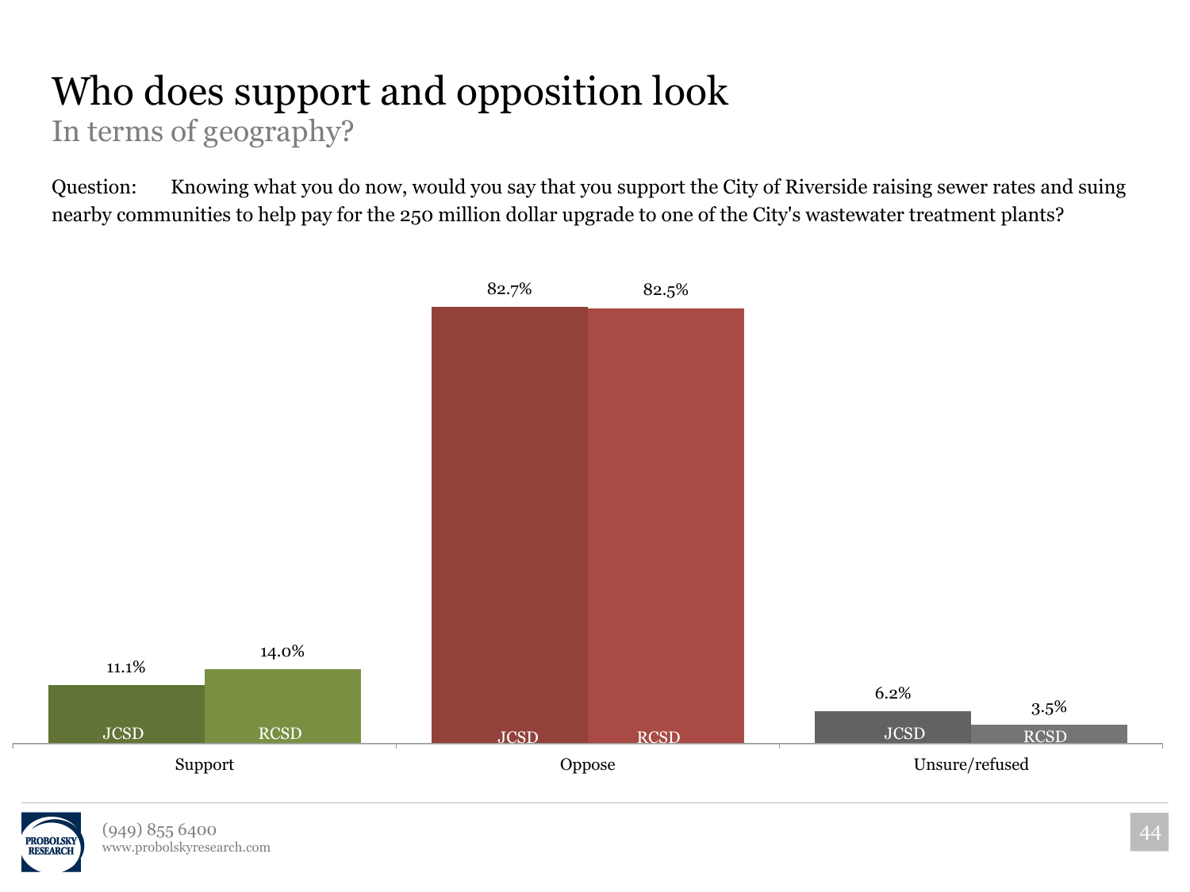# Who does support and opposition look

## In terms of geography?

Question: Knowing what you do now, would you say that you support the City of Riverside raising sewer rates and suing nearby communities to help pay for the 250 million dollar upgrade to one of the City's wastewater treatment plants?

| | JCSD | RCSD |
|---|---|---|
| Support | 11.1% | 14.0% |
| Oppose | 82.7% | 82.5% |
| Unsure/refused | 6.2% | 3.5% |

(949) 855 6400
www.probolskyresearch.com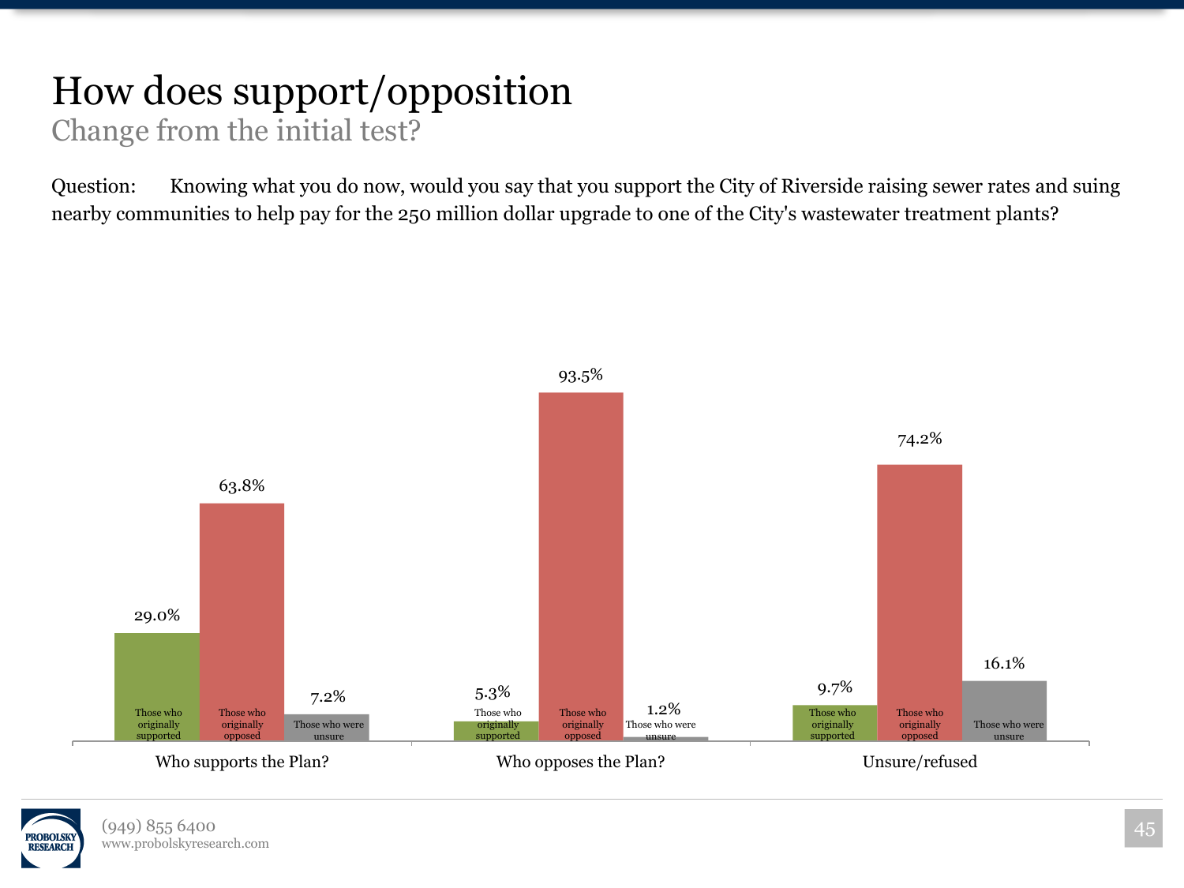# How does support/opposition

## Change from the initial test?

Question: Knowing what you do now, would you say that you support the City of Riverside raising sewer rates and suing nearby communities to help pay for the 250 million dollar upgrade to one of the City's wastewater treatment plants?

| | Those who originally supported | Those who originally opposed | Those who were unsure |
|---|---|---|---|
| Who supports the Plan? | 29.0% | 63.8% | 7.2% |
| Who opposes the Plan? | 5.3% | 93.5% | 1.2% |
| Unsure/refused | 9.7% | 74.2% | 16.1% |

(949) 855 6400
www.probolskyresearch.com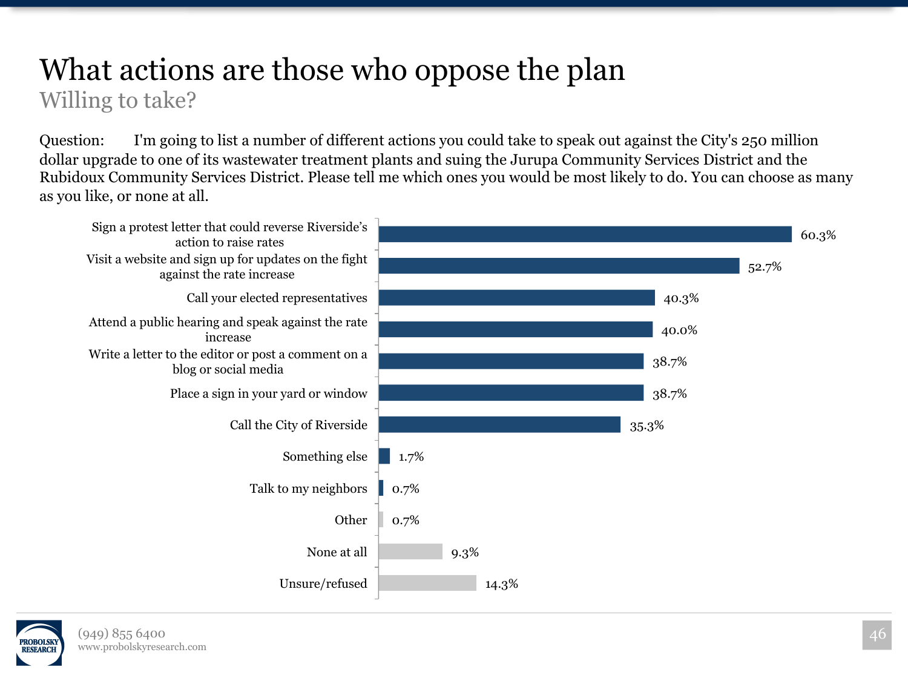# What actions are those who oppose the plan

## Willing to take?

Question: I'm going to list a number of different actions you could take to speak out against the City's 250 million dollar upgrade to one of its wastewater treatment plants and suing the Jurupa Community Services District and the Rubidoux Community Services District. Please tell me which ones you would be most likely to do. You can choose as many as you like, or none at all.

| Action | Percent |
|---|---|
| Sign a protest letter that could reverse Riverside's action to raise rates | 60.3% |
| Visit a website and sign up for updates on the fight against the rate increase | 52.7% |
| Call your elected representatives | 40.3% |
| Attend a public hearing and speak against the rate increase | 40.0% |
| Write a letter to the editor or post a comment on a blog or social media | 38.7% |
| Place a sign in your yard or window | 38.7% |
| Call the City of Riverside | 35.3% |
| Something else | 1.7% |
| Talk to my neighbors | 0.7% |
| Other | 0.7% |
| None at all | 9.3% |
| Unsure/refused | 14.3% |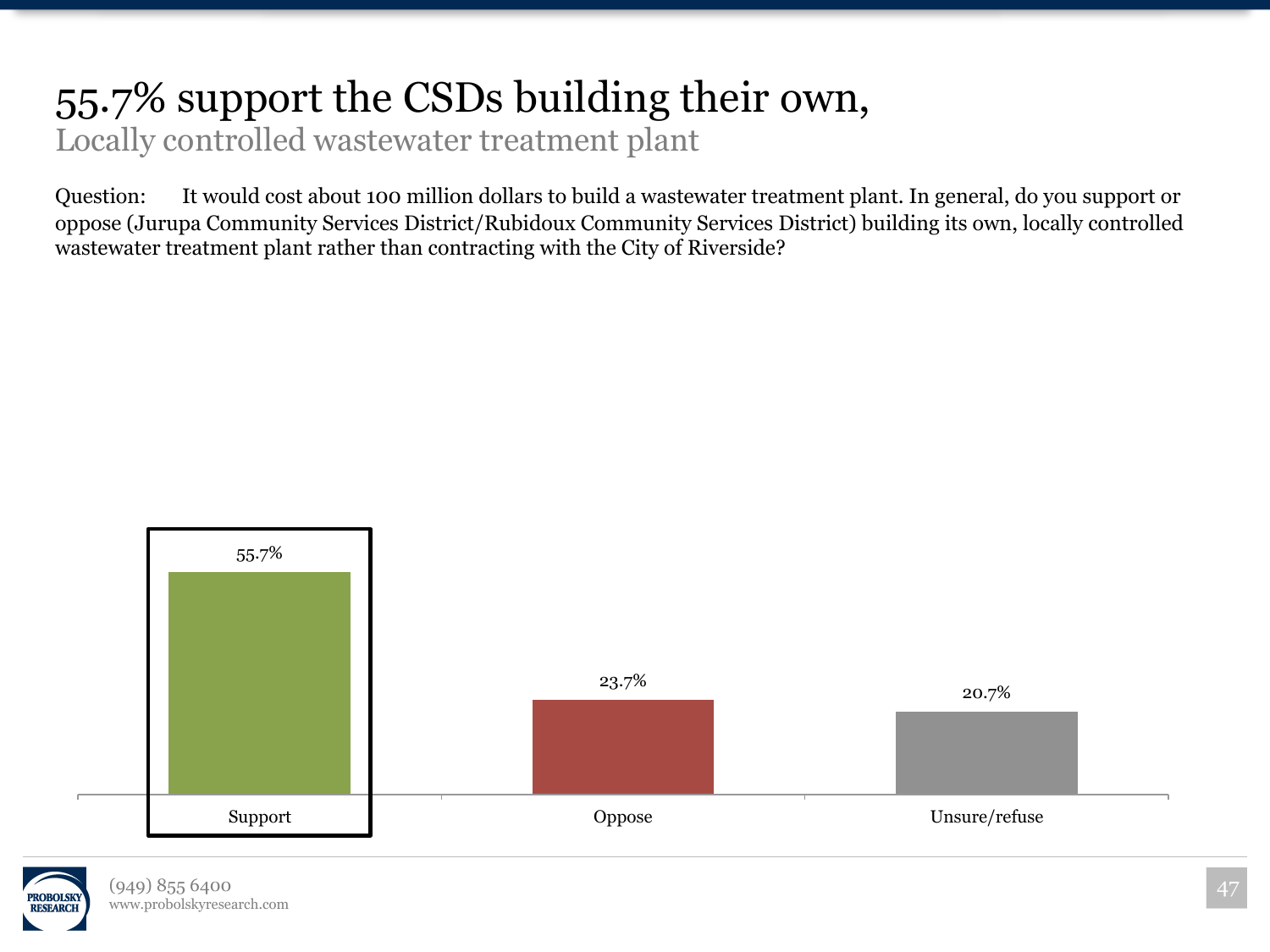# 55.7% support the CSDs building their own,

## Locally controlled wastewater treatment plant

Question: It would cost about 100 million dollars to build a wastewater treatment plant. In general, do you support or oppose (Jurupa Community Services District/Rubidoux Community Services District) building its own, locally controlled wastewater treatment plant rather than contracting with the City of Riverside?

| Response | Percent |
|---|---|
| Support | 55.7% |
| Oppose | 23.7% |
| Unsure/refuse | 20.7% |

(949) 855 6400
www.probolskyresearch.com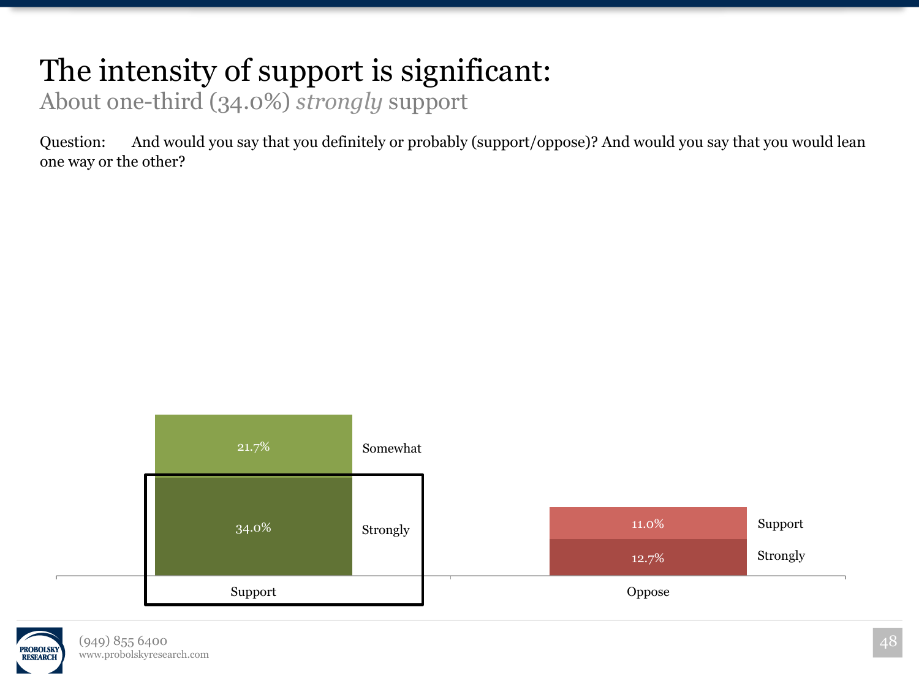# The intensity of support is significant:

About one-third (34.0%) *strongly* support

Question: And would you say that you definitely or probably (support/oppose)? And would you say that you would lean one way or the other?

| | Support | Oppose |
|---|---|---|
| Somewhat | 21.7% | |
| Support | | 11.0% |
| Strongly | 34.0% | 12.7% |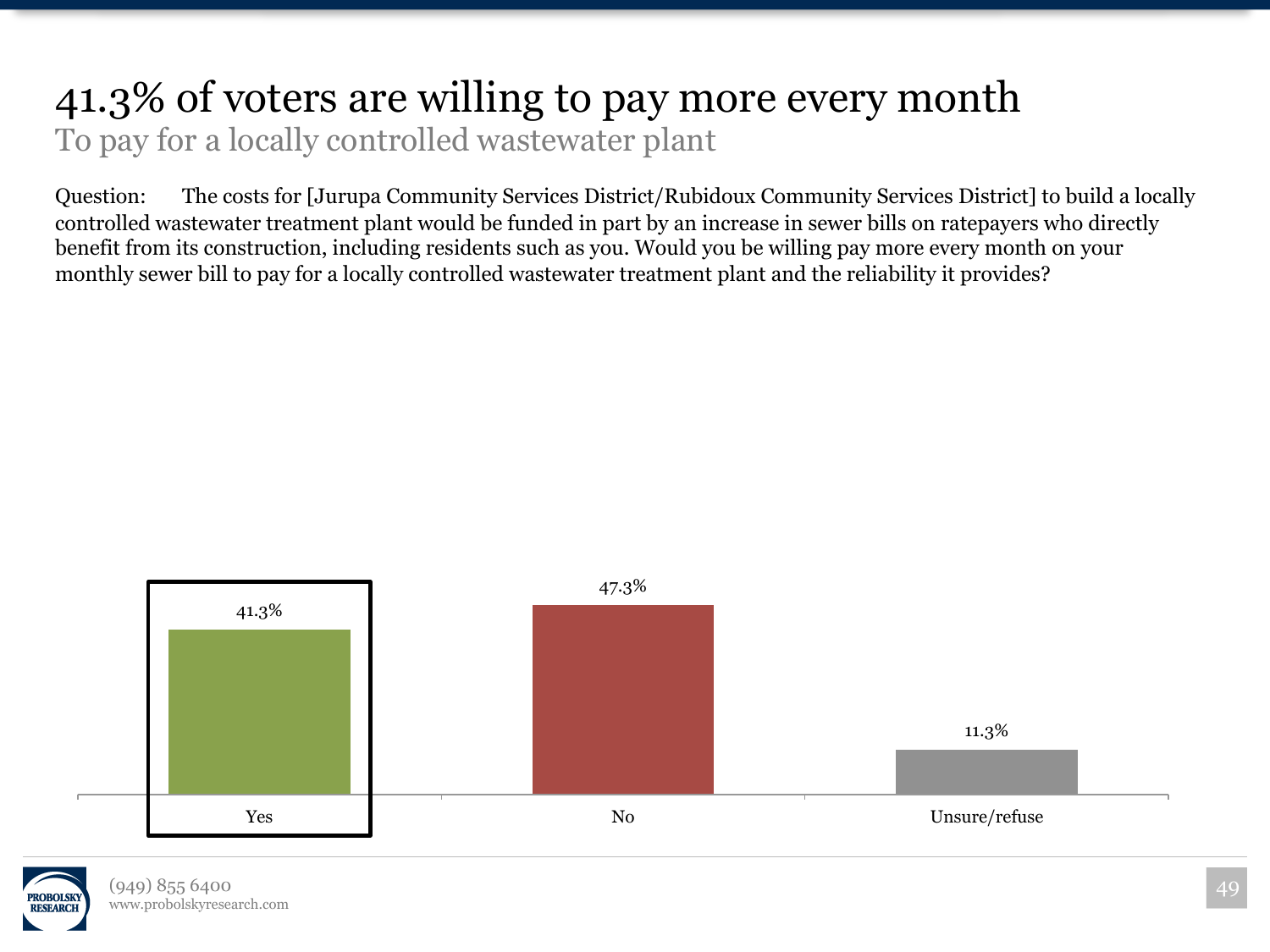# 41.3% of voters are willing to pay more every month

## To pay for a locally controlled wastewater plant

Question: The costs for [Jurupa Community Services District/Rubidoux Community Services District] to build a locally controlled wastewater treatment plant would be funded in part by an increase in sewer bills on ratepayers who directly benefit from its construction, including residents such as you. Would you be willing pay more every month on your monthly sewer bill to pay for a locally controlled wastewater treatment plant and the reliability it provides?

| Response | Percent |
| --- | --- |
| Yes | 41.3% |
| No | 47.3% |
| Unsure/refuse | 11.3% |

(949) 855 6400
www.probolskyresearch.com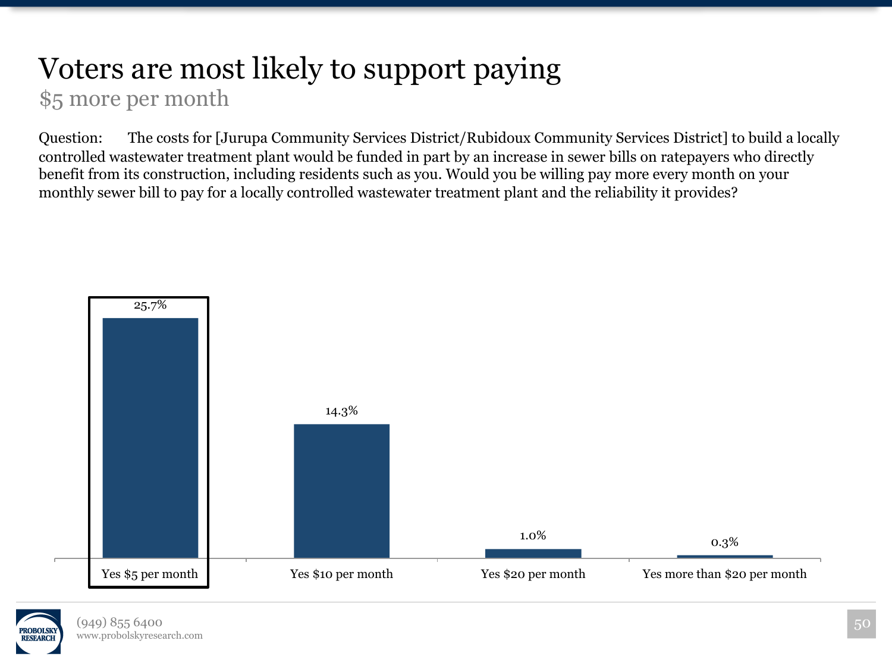# Voters are most likely to support paying

## $5 more per month

Question: The costs for [Jurupa Community Services District/Rubidoux Community Services District] to build a locally controlled wastewater treatment plant would be funded in part by an increase in sewer bills on ratepayers who directly benefit from its construction, including residents such as you. Would you be willing pay more every month on your monthly sewer bill to pay for a locally controlled wastewater treatment plant and the reliability it provides?

| Response | Percent |
|---|---|
| Yes $5 per month | 25.7% |
| Yes $10 per month | 14.3% |
| Yes $20 per month | 1.0% |
| Yes more than $20 per month | 0.3% |

(949) 855 6400
www.probolskyresearch.com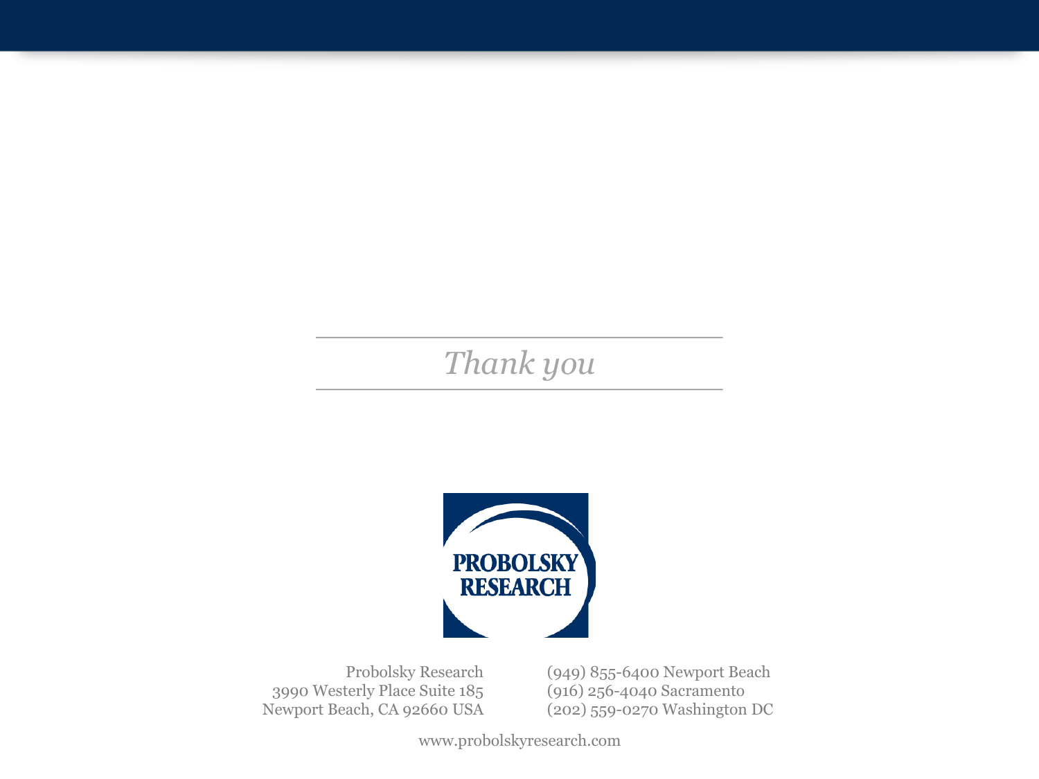*Thank you*

PROBOLSKY RESEARCH

Probolsky Research
3990 Westerly Place Suite 185
Newport Beach, CA 92660 USA

(949) 855-6400 Newport Beach
(916) 256-4040 Sacramento
(202) 559-0270 Washington DC

www.probolskyresearch.com